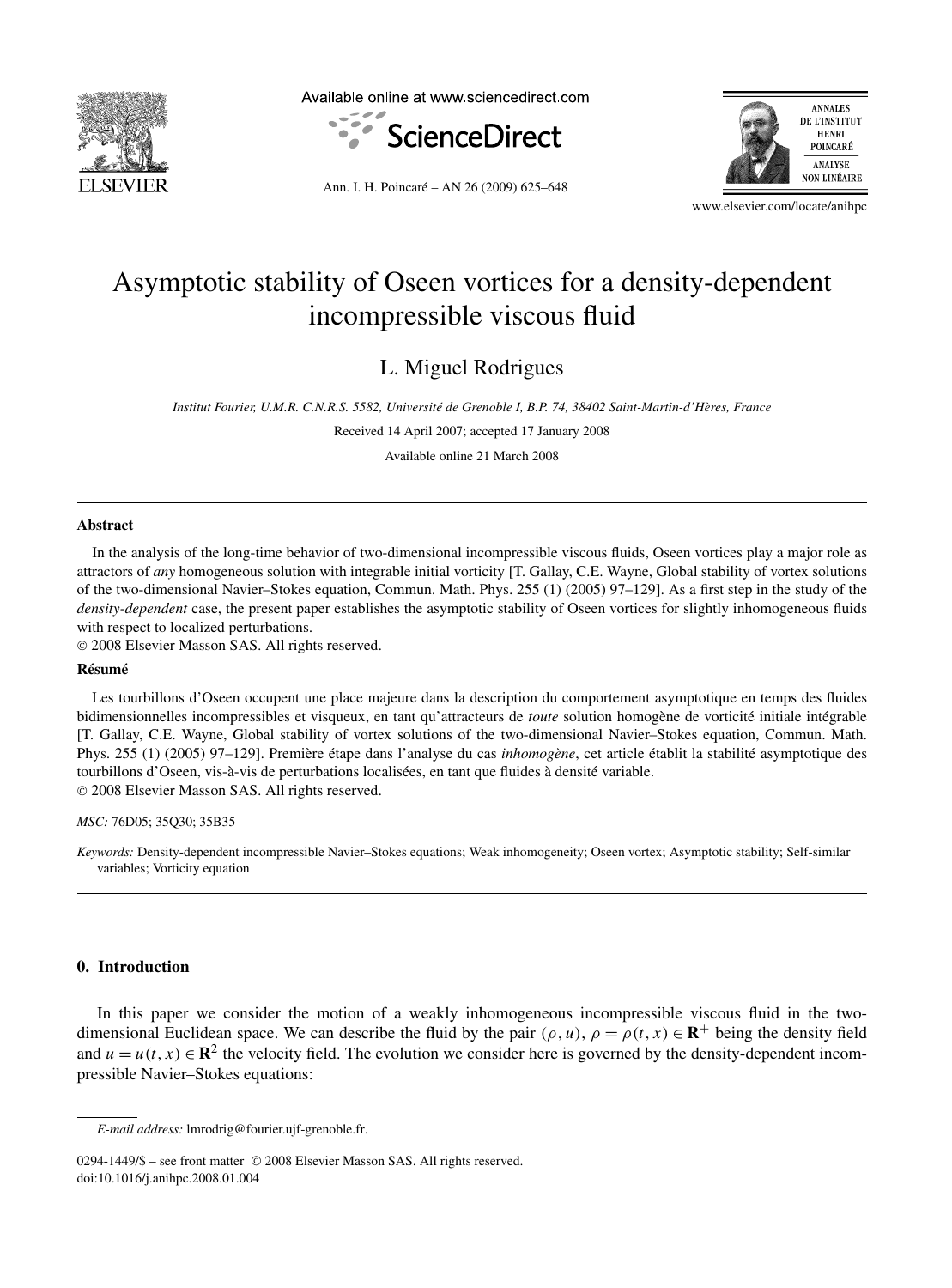# Asymptotic stability of Oseen vortices for a density-dependent incompressible viscous fluid

L. Miguel Rodrigues

*Institut Fourier, U.M.R. C.N.R.S. 5582, Université de Grenoble I, B.P. 74, 38402 Saint-Martin-d'Hères, France*

Received 14 April 2007; accepted 17 January 2008

Available online 21 March 2008

---

**Abstract**

In the analysis of the long-time behavior of two-dimensional incompressible viscous fluids, Oseen vortices play a major role as attractors of *any* homogeneous solution with integrable initial vorticity [T. Gallay, C.E. Wayne, Global stability of vortex solutions of the two-dimensional Navier–Stokes equation, Commun. Math. Phys. 255 (1) (2005) 97–129]. As a first step in the study of the *density-dependent* case, the present paper establishes the asymptotic stability of Oseen vortices for slightly inhomogeneous fluids with respect to localized perturbations.

© 2008 Elsevier Masson SAS. All rights reserved.

**Résumé**

Les tourbillons d'Oseen occupent une place majeure dans la description du comportement asymptotique en temps des fluides bidimensionnelles incompressibles et visqueux, en tant qu'attracteurs de *toute* solution homogène de vorticité initiale intégrable [T. Gallay, C.E. Wayne, Global stability of vortex solutions of the two-dimensional Navier–Stokes equation, Commun. Math. Phys. 255 (1) (2005) 97–129]. Première étape dans l'analyse du cas *inhomogène*, cet article établit la stabilité asymptotique des tourbillons d'Oseen, vis-à-vis de perturbations localisées, en tant que fluides à densité variable.

© 2008 Elsevier Masson SAS. All rights reserved.

*MSC:* 76D05; 35Q30; 35B35

*Keywords:* Density-dependent incompressible Navier–Stokes equations; Weak inhomogeneity; Oseen vortex; Asymptotic stability; Self-similar variables; Vorticity equation

---

## 0. Introduction

In this paper we consider the motion of a weakly inhomogeneous incompressible viscous fluid in the two-dimensional Euclidean space. We can describe the fluid by the pair $(\rho, u)$, $\rho = \rho(t, x) \in \mathbf{R}^+$ being the density field and $u = u(t, x) \in \mathbf{R}^2$ the velocity field. The evolution we consider here is governed by the density-dependent incompressible Navier–Stokes equations:

---

*E-mail address:* lmrodrig@fourier.ujf-grenoble.fr.

0294-1449/$ – see front matter © 2008 Elsevier Masson SAS. All rights reserved.
doi:10.1016/j.anihpc.2008.01.004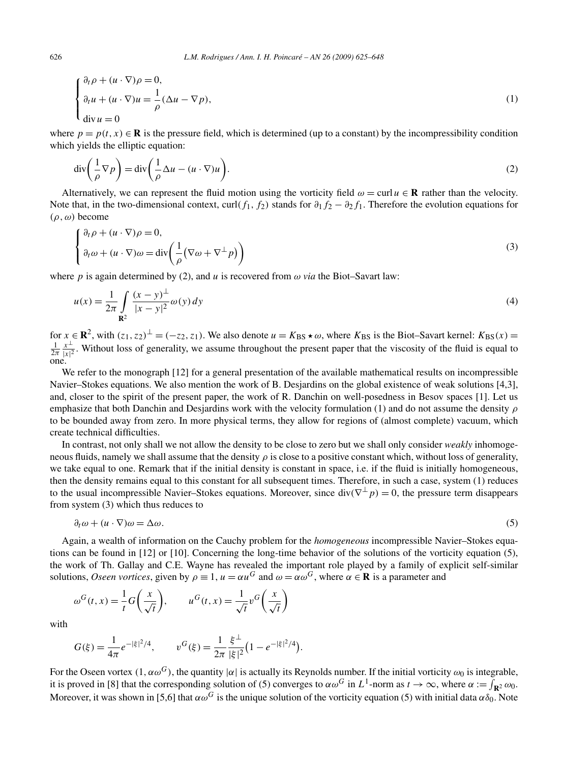$$
\begin{cases}
\partial_t \rho + (u \cdot \nabla)\rho = 0, \\
\partial_t u + (u \cdot \nabla) u = \dfrac{1}{\rho}(\Delta u - \nabla p), \\
\operatorname{div} u = 0
\end{cases}
\tag{1}
$$

where $p = p(t, x) \in \mathbf{R}$ is the pressure field, which is determined (up to a constant) by the incompressibility condition which yields the elliptic equation:

$$
\operatorname{div}\left(\frac{1}{\rho}\nabla p\right) = \operatorname{div}\left(\frac{1}{\rho}\Delta u - (u \cdot \nabla)u\right).
\tag{2}
$$

Alternatively, we can represent the fluid motion using the vorticity field $\omega = \operatorname{curl} u \in \mathbf{R}$ rather than the velocity. Note that, in the two-dimensional context, $\operatorname{curl}(f_1, f_2)$ stands for $\partial_1 f_2 - \partial_2 f_1$. Therefore the evolution equations for $(\rho, \omega)$ become

$$
\begin{cases}
\partial_t \rho + (u \cdot \nabla)\rho = 0, \\
\partial_t \omega + (u \cdot \nabla)\omega = \operatorname{div}\left(\dfrac{1}{\rho}\left(\nabla \omega + \nabla^{\perp} p\right)\right)
\end{cases}
\tag{3}
$$

where $p$ is again determined by (2), and $u$ is recovered from $\omega$ *via* the Biot–Savart law:

$$
u(x) = \frac{1}{2\pi} \int_{\mathbf{R}^2} \frac{(x-y)^{\perp}}{|x-y|^2} \omega(y)\, dy
\tag{4}
$$

for $x \in \mathbf{R}^2$, with $(z_1, z_2)^{\perp} = (-z_2, z_1)$. We also denote $u = K_{\mathrm{BS}} \star \omega$, where $K_{\mathrm{BS}}$ is the Biot–Savart kernel: $K_{\mathrm{BS}}(x) = \frac{1}{2\pi} \frac{x^{\perp}}{|x|^2}$. Without loss of generality, we assume throughout the present paper that the viscosity of the fluid is equal to one.

We refer to the monograph [12] for a general presentation of the available mathematical results on incompressible Navier–Stokes equations. We also mention the work of B. Desjardins on the global existence of weak solutions [4,3], and, closer to the spirit of the present paper, the work of R. Danchin on well-posedness in Besov spaces [1]. Let us emphasize that both Danchin and Desjardins work with the velocity formulation (1) and do not assume the density $\rho$ to be bounded away from zero. In more physical terms, they allow for regions of (almost complete) vacuum, which create technical difficulties.

In contrast, not only shall we not allow the density to be close to zero but we shall only consider *weakly* inhomogeneous fluids, namely we shall assume that the density $\rho$ is close to a positive constant which, without loss of generality, we take equal to one. Remark that if the initial density is constant in space, i.e. if the fluid is initially homogeneous, then the density remains equal to this constant for all subsequent times. Therefore, in such a case, system (1) reduces to the usual incompressible Navier–Stokes equations. Moreover, since $\operatorname{div}(\nabla^{\perp} p) = 0$, the pressure term disappears from system (3) which thus reduces to

$$
\partial_t \omega + (u \cdot \nabla)\omega = \Delta \omega.
\tag{5}
$$

Again, a wealth of information on the Cauchy problem for the *homogeneous* incompressible Navier–Stokes equations can be found in [12] or [10]. Concerning the long-time behavior of the solutions of the vorticity equation (5), the work of Th. Gallay and C.E. Wayne has revealed the important role played by a family of explicit self-similar solutions, *Oseen vortices*, given by $\rho \equiv 1$, $u = \alpha u^G$ and $\omega = \alpha \omega^G$, where $\alpha \in \mathbf{R}$ is a parameter and

$$
\omega^G(t, x) = \frac{1}{t} G\left(\frac{x}{\sqrt{t}}\right), \qquad u^G(t, x) = \frac{1}{\sqrt{t}} v^G\left(\frac{x}{\sqrt{t}}\right)
$$

with

$$
G(\xi) = \frac{1}{4\pi} e^{-|\xi|^2/4}, \qquad v^G(\xi) = \frac{1}{2\pi} \frac{\xi^{\perp}}{|\xi|^2}\left(1 - e^{-|\xi|^2/4}\right).
$$

For the Oseen vortex $(1, \alpha\omega^G)$, the quantity $|\alpha|$ is actually its Reynolds number. If the initial vorticity $\omega_0$ is integrable, it is proved in [8] that the corresponding solution of (5) converges to $\alpha\omega^G$ in $L^1$-norm as $t \to \infty$, where $\alpha := \int_{\mathbf{R}^2} \omega_0$. Moreover, it was shown in [5,6] that $\alpha\omega^G$ is the unique solution of the vorticity equation (5) with initial data $\alpha\delta_0$. Note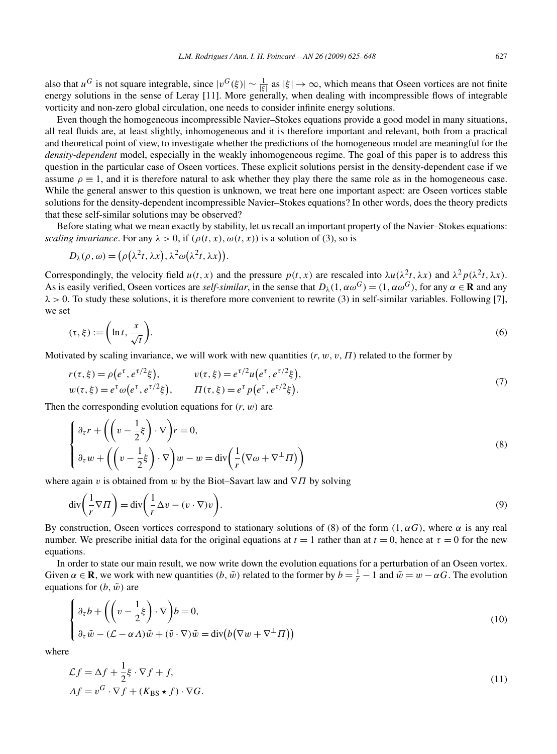also that $u^G$ is not square integrable, since $|v^G(\xi)| \sim \frac{1}{|\xi|}$ as $|\xi| \to \infty$, which means that Oseen vortices are not finite energy solutions in the sense of Leray [11]. More generally, when dealing with incompressible flows of integrable vorticity and non-zero global circulation, one needs to consider infinite energy solutions.

Even though the homogeneous incompressible Navier–Stokes equations provide a good model in many situations, all real fluids are, at least slightly, inhomogeneous and it is therefore important and relevant, both from a practical and theoretical point of view, to investigate whether the predictions of the homogeneous model are meaningful for the *density-dependent* model, especially in the weakly inhomogeneous regime. The goal of this paper is to address this question in the particular case of Oseen vortices. These explicit solutions persist in the density-dependent case if we assume $\rho \equiv 1$, and it is therefore natural to ask whether they play there the same role as in the homogeneous case. While the general answer to this question is unknown, we treat here one important aspect: are Oseen vortices stable solutions for the density-dependent incompressible Navier–Stokes equations? In other words, does the theory predicts that these self-similar solutions may be observed?

Before stating what we mean exactly by stability, let us recall an important property of the Navier–Stokes equations: *scaling invariance*. For any $\lambda > 0$, if $(\rho(t,x), \omega(t,x))$ is a solution of (3), so is

$$D_\lambda(\rho, \omega) = \left(\rho\left(\lambda^2 t, \lambda x\right), \lambda^2 \omega\left(\lambda^2 t, \lambda x\right)\right).$$

Correspondingly, the velocity field $u(t,x)$ and the pressure $p(t,x)$ are rescaled into $\lambda u(\lambda^2 t, \lambda x)$ and $\lambda^2 p(\lambda^2 t, \lambda x)$. As is easily verified, Oseen vortices are *self-similar*, in the sense that $D_\lambda(1, \alpha\omega^G) = (1, \alpha\omega^G)$, for any $\alpha \in \mathbf{R}$ and any $\lambda > 0$. To study these solutions, it is therefore more convenient to rewrite (3) in self-similar variables. Following [7], we set

$$(\tau, \xi) := \left(\ln t, \frac{x}{\sqrt{t}}\right). \tag{6}$$

Motivated by scaling invariance, we will work with new quantities $(r, w, v, \Pi)$ related to the former by

$$\begin{aligned} r(\tau,\xi) &= \rho\left(e^\tau, e^{\tau/2}\xi\right), \qquad & v(\tau,\xi) &= e^{\tau/2} u\left(e^\tau, e^{\tau/2}\xi\right),\\ w(\tau,\xi) &= e^\tau \omega\left(e^\tau, e^{\tau/2}\xi\right), \qquad & \Pi(\tau,\xi) &= e^\tau p\left(e^\tau, e^{\tau/2}\xi\right). \end{aligned} \tag{7}$$

Then the corresponding evolution equations for $(r, w)$ are

$$\begin{cases} \partial_\tau r + \left(\left(v - \frac{1}{2}\xi\right)\cdot\nabla\right) r = 0,\\ \partial_\tau w + \left(\left(v - \frac{1}{2}\xi\right)\cdot\nabla\right) w - w = \operatorname{div}\left(\frac{1}{r}\left(\nabla\omega + \nabla^\perp \Pi\right)\right) \end{cases} \tag{8}$$

where again $v$ is obtained from $w$ by the Biot–Savart law and $\nabla\Pi$ by solving

$$\operatorname{div}\left(\frac{1}{r}\nabla\Pi\right) = \operatorname{div}\left(\frac{1}{r}\Delta v - (v\cdot\nabla)v\right). \tag{9}$$

By construction, Oseen vortices correspond to stationary solutions of (8) of the form $(1, \alpha G)$, where $\alpha$ is any real number. We prescribe initial data for the original equations at $t = 1$ rather than at $t = 0$, hence at $\tau = 0$ for the new equations.

In order to state our main result, we now write down the evolution equations for a perturbation of an Oseen vortex. Given $\alpha \in \mathbf{R}$, we work with new quantities $(b, \tilde{w})$ related to the former by $b = \frac{1}{r} - 1$ and $\tilde{w} = w - \alpha G$. The evolution equations for $(b, \tilde{w})$ are

$$\begin{cases} \partial_\tau b + \left(\left(v - \frac{1}{2}\xi\right)\cdot\nabla\right) b = 0,\\ \partial_\tau \tilde{w} - (\mathcal{L} - \alpha\Lambda)\tilde{w} + (\tilde{v}\cdot\nabla)\tilde{w} = \operatorname{div}\left(b\left(\nabla w + \nabla^\perp \Pi\right)\right) \end{cases} \tag{10}$$

where

$$\begin{aligned} \mathcal{L} f &= \Delta f + \frac{1}{2}\xi\cdot\nabla f + f,\\ \Lambda f &= v^G\cdot\nabla f + (K_{\mathrm{BS}} \star f)\cdot\nabla G. \end{aligned} \tag{11}$$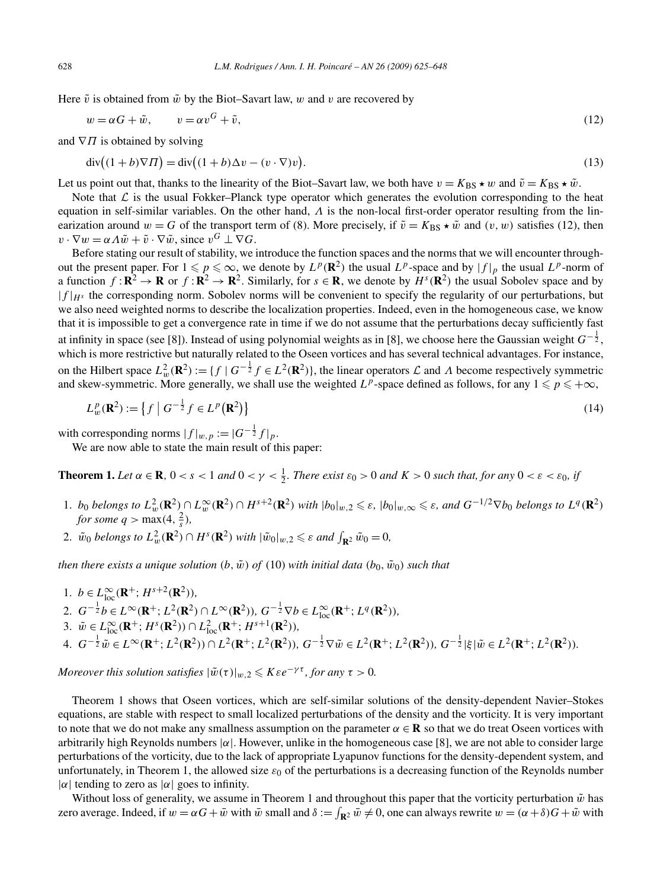Here $\tilde{v}$ is obtained from $\tilde{w}$ by the Biot–Savart law, $w$ and $v$ are recovered by

$$w = \alpha G + \tilde{w}, \qquad v = \alpha v^G + \tilde{v}, \tag{12}$$

and $\nabla \Pi$ is obtained by solving

$$\operatorname{div}\big((1+b)\nabla \Pi\big) = \operatorname{div}\big((1+b)\Delta v - (v\cdot\nabla)v\big). \tag{13}$$

Let us point out that, thanks to the linearity of the Biot–Savart law, we both have $v = K_{\mathrm{BS}} \star w$ and $\tilde{v} = K_{\mathrm{BS}} \star \tilde{w}$.

Note that $\mathcal{L}$ is the usual Fokker–Planck type operator which generates the evolution corresponding to the heat equation in self-similar variables. On the other hand, $\Lambda$ is the non-local first-order operator resulting from the linearization around $w = G$ of the transport term of (8). More precisely, if $\tilde{v} = K_{\mathrm{BS}} \star \tilde{w}$ and $(v, w)$ satisfies (12), then $v \cdot \nabla w = \alpha \Lambda \tilde{w} + \tilde{v} \cdot \nabla \tilde{w}$, since $v^G \perp \nabla G$.

Before stating our result of stability, we introduce the function spaces and the norms that we will encounter throughout the present paper. For $1 \leqslant p \leqslant \infty$, we denote by $L^p(\mathbf{R}^2)$ the usual $L^p$-space and by $|f|_p$ the usual $L^p$-norm of a function $f : \mathbf{R}^2 \to \mathbf{R}$ or $f : \mathbf{R}^2 \to \mathbf{R}^2$. Similarly, for $s \in \mathbf{R}$, we denote by $H^s(\mathbf{R}^2)$ the usual Sobolev space and by $|f|_{H^s}$ the corresponding norm. Sobolev norms will be convenient to specify the regularity of our perturbations, but we also need weighted norms to describe the localization properties. Indeed, even in the homogeneous case, we know that it is impossible to get a convergence rate in time if we do not assume that the perturbations decay sufficiently fast at infinity in space (see [8]). Instead of using polynomial weights as in [8], we choose here the Gaussian weight $G^{-\frac{1}{2}}$, which is more restrictive but naturally related to the Oseen vortices and has several technical advantages. For instance, on the Hilbert space $L^2_w(\mathbf{R}^2) := \{f \mid G^{-\frac{1}{2}} f \in L^2(\mathbf{R}^2)\}$, the linear operators $\mathcal{L}$ and $\Lambda$ become respectively symmetric and skew-symmetric. More generally, we shall use the weighted $L^p$-space defined as follows, for any $1 \leqslant p \leqslant +\infty$,

$$L^p_w(\mathbf{R}^2) := \big\{ f \;\big|\; G^{-\frac{1}{2}} f \in L^p\big(\mathbf{R}^2\big)\big\} \tag{14}$$

with corresponding norms $|f|_{w,p} := |G^{-\frac{1}{2}} f|_p$.

We are now able to state the main result of this paper:

**Theorem 1.** *Let $\alpha \in \mathbf{R}$, $0 < s < 1$ and $0 < \gamma < \frac{1}{2}$. There exist $\varepsilon_0 > 0$ and $K > 0$ such that, for any $0 < \varepsilon < \varepsilon_0$, if*

1. *$b_0$ belongs to $L^2_w(\mathbf{R}^2) \cap L^\infty_w(\mathbf{R}^2) \cap H^{s+2}(\mathbf{R}^2)$ with $|b_0|_{w,2} \leqslant \varepsilon$, $|b_0|_{w,\infty} \leqslant \varepsilon$, and $G^{-1/2}\nabla b_0$ belongs to $L^q(\mathbf{R}^2)$ for some $q > \max(4, \frac{2}{s})$,*
2. *$\tilde{w}_0$ belongs to $L^2_w(\mathbf{R}^2) \cap H^s(\mathbf{R}^2)$ with $|\tilde{w}_0|_{w,2} \leqslant \varepsilon$ and $\int_{\mathbf{R}^2} \tilde{w}_0 = 0$,*

*then there exists a unique solution $(b, \tilde{w})$ of (10) with initial data $(b_0, \tilde{w}_0)$ such that*

1. *$b \in L^\infty_{\mathrm{loc}}(\mathbf{R}^+; H^{s+2}(\mathbf{R}^2))$,*
2. *$G^{-\frac{1}{2}} b \in L^\infty(\mathbf{R}^+; L^2(\mathbf{R}^2) \cap L^\infty(\mathbf{R}^2))$, $G^{-\frac{1}{2}} \nabla b \in L^\infty_{\mathrm{loc}}(\mathbf{R}^+; L^q(\mathbf{R}^2))$,*
3. *$\tilde{w} \in L^\infty_{\mathrm{loc}}(\mathbf{R}^+; H^s(\mathbf{R}^2)) \cap L^2_{\mathrm{loc}}(\mathbf{R}^+; H^{s+1}(\mathbf{R}^2))$,*
4. *$G^{-\frac{1}{2}} \tilde{w} \in L^\infty(\mathbf{R}^+; L^2(\mathbf{R}^2)) \cap L^2(\mathbf{R}^+; L^2(\mathbf{R}^2))$, $G^{-\frac{1}{2}} \nabla \tilde{w} \in L^2(\mathbf{R}^+; L^2(\mathbf{R}^2))$, $G^{-\frac{1}{2}} |\xi| \tilde{w} \in L^2(\mathbf{R}^+; L^2(\mathbf{R}^2))$.*

*Moreover this solution satisfies $|\tilde{w}(\tau)|_{w,2} \leqslant K \varepsilon e^{-\gamma \tau}$, for any $\tau > 0$.*

Theorem 1 shows that Oseen vortices, which are self-similar solutions of the density-dependent Navier–Stokes equations, are stable with respect to small localized perturbations of the density and the vorticity. It is very important to note that we do not make any smallness assumption on the parameter $\alpha \in \mathbf{R}$ so that we do treat Oseen vortices with arbitrarily high Reynolds numbers $|\alpha|$. However, unlike in the homogeneous case [8], we are not able to consider large perturbations of the vorticity, due to the lack of appropriate Lyapunov functions for the density-dependent system, and unfortunately, in Theorem 1, the allowed size $\varepsilon_0$ of the perturbations is a decreasing function of the Reynolds number $|\alpha|$ tending to zero as $|\alpha|$ goes to infinity.

Without loss of generality, we assume in Theorem 1 and throughout this paper that the vorticity perturbation $\tilde{w}$ has zero average. Indeed, if $w = \alpha G + \bar{w}$ with $\bar{w}$ small and $\delta := \int_{\mathbf{R}^2} \bar{w} \neq 0$, one can always rewrite $w = (\alpha + \delta) G + \tilde{w}$ with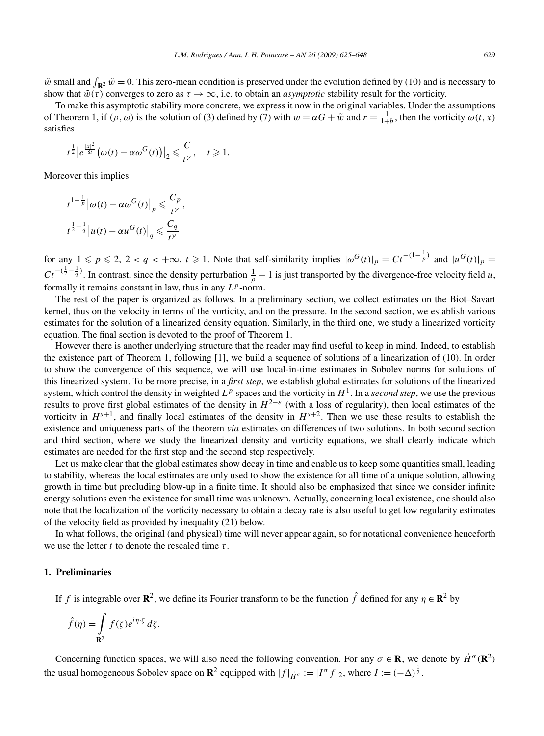$\tilde{w}$ small and $\int_{\mathbf{R}^2} \tilde{w} = 0$. This zero-mean condition is preserved under the evolution defined by (10) and is necessary to show that $\tilde{w}(\tau)$ converges to zero as $\tau \to \infty$, i.e. to obtain an *asymptotic* stability result for the vorticity.

To make this asymptotic stability more concrete, we express it now in the original variables. Under the assumptions of Theorem 1, if $(\rho, \omega)$ is the solution of (3) defined by (7) with $w = \alpha G + \tilde{w}$ and $r = \frac{1}{1+b}$, then the vorticity $\omega(t, x)$ satisfies

$$t^{\frac{1}{2}} \left| e^{\frac{|x|^2}{8t}} \left(\omega(t) - \alpha \omega^G(t)\right)\right|_2 \leqslant \frac{C}{t^\gamma}, \quad t \geqslant 1.$$

Moreover this implies

$$t^{1-\frac{1}{p}} \left|\omega(t) - \alpha \omega^G(t)\right|_p \leqslant \frac{C_p}{t^\gamma},$$

$$t^{\frac{1}{2}-\frac{1}{q}} \left|u(t) - \alpha u^G(t)\right|_q \leqslant \frac{C_q}{t^\gamma}$$

for any $1 \leqslant p \leqslant 2$, $2 < q < +\infty$, $t \geqslant 1$. Note that self-similarity implies $|\omega^G(t)|_p = Ct^{-(1-\frac{1}{p})}$ and $|u^G(t)|_p = Ct^{-(\frac{1}{2}-\frac{1}{q})}$. In contrast, since the density perturbation $\frac{1}{\rho} - 1$ is just transported by the divergence-free velocity field $u$, formally it remains constant in law, thus in any $L^p$-norm.

The rest of the paper is organized as follows. In a preliminary section, we collect estimates on the Biot–Savart kernel, thus on the velocity in terms of the vorticity, and on the pressure. In the second section, we establish various estimates for the solution of a linearized density equation. Similarly, in the third one, we study a linearized vorticity equation. The final section is devoted to the proof of Theorem 1.

However there is another underlying structure that the reader may find useful to keep in mind. Indeed, to establish the existence part of Theorem 1, following [1], we build a sequence of solutions of a linearization of (10). In order to show the convergence of this sequence, we will use local-in-time estimates in Sobolev norms for solutions of this linearized system. To be more precise, in a *first step*, we establish global estimates for solutions of the linearized system, which control the density in weighted $L^p$ spaces and the vorticity in $H^1$. In a *second step*, we use the previous results to prove first global estimates of the density in $H^{2-\varepsilon}$ (with a loss of regularity), then local estimates of the vorticity in $H^{s+1}$, and finally local estimates of the density in $H^{s+2}$. Then we use these results to establish the existence and uniqueness parts of the theorem *via* estimates on differences of two solutions. In both second section and third section, where we study the linearized density and vorticity equations, we shall clearly indicate which estimates are needed for the first step and the second step respectively.

Let us make clear that the global estimates show decay in time and enable us to keep some quantities small, leading to stability, whereas the local estimates are only used to show the existence for all time of a unique solution, allowing growth in time but precluding blow-up in a finite time. It should also be emphasized that since we consider infinite energy solutions even the existence for small time was unknown. Actually, concerning local existence, one should also note that the localization of the vorticity necessary to obtain a decay rate is also useful to get low regularity estimates of the velocity field as provided by inequality (21) below.

In what follows, the original (and physical) time will never appear again, so for notational convenience henceforth we use the letter $t$ to denote the rescaled time $\tau$.

## 1. Preliminaries

If $f$ is integrable over $\mathbf{R}^2$, we define its Fourier transform to be the function $\hat{f}$ defined for any $\eta \in \mathbf{R}^2$ by

$$\hat{f}(\eta) = \int_{\mathbf{R}^2} f(\zeta) e^{i\eta\cdot\zeta} \, d\zeta.$$

Concerning function spaces, we will also need the following convention. For any $\sigma \in \mathbf{R}$, we denote by $\dot{H}^\sigma(\mathbf{R}^2)$ the usual homogeneous Sobolev space on $\mathbf{R}^2$ equipped with $|f|_{\dot{H}^\sigma} := |I^\sigma f|_2$, where $I := (-\Delta)^{\frac{1}{2}}$.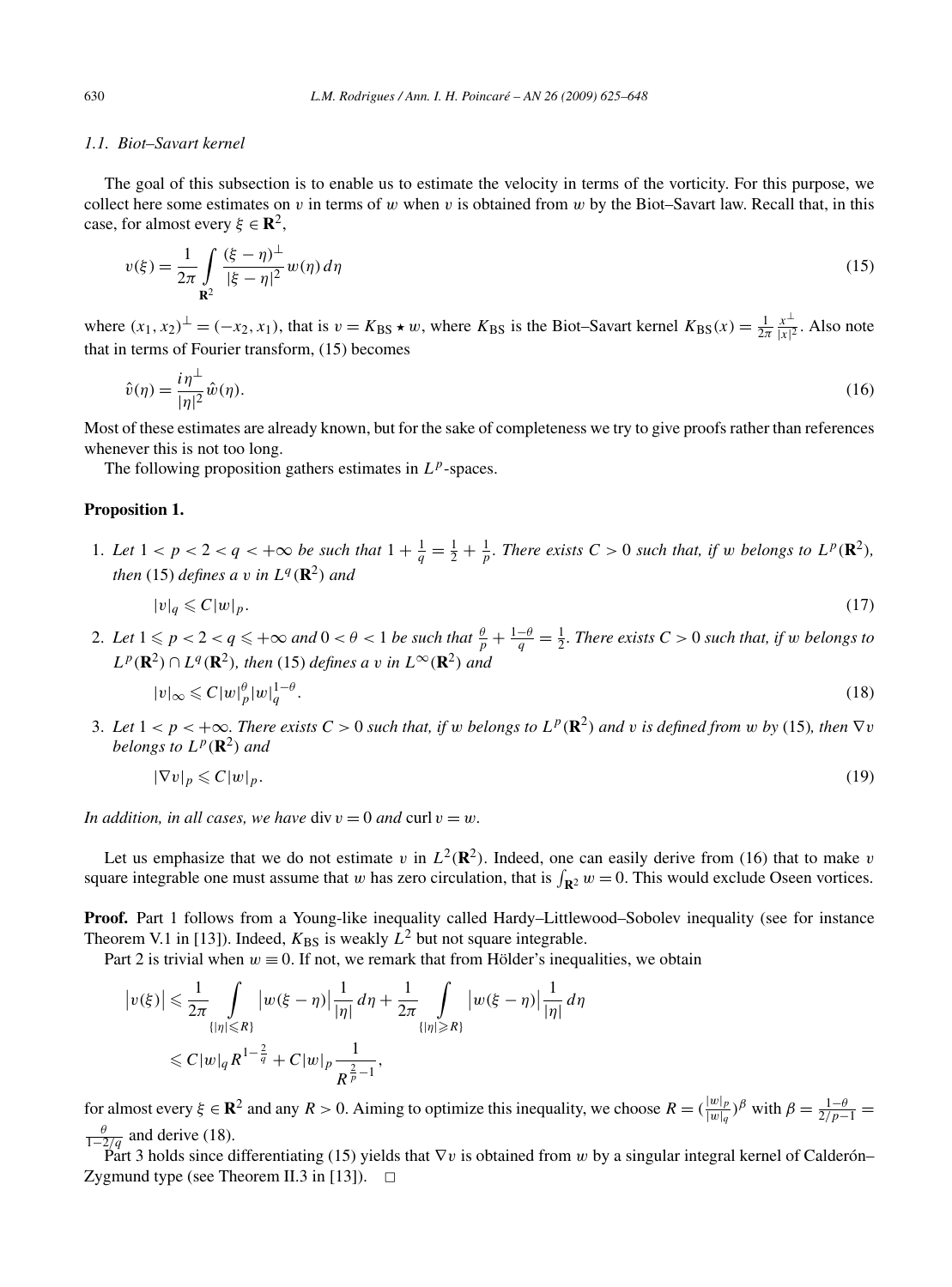### 1.1. Biot–Savart kernel

The goal of this subsection is to enable us to estimate the velocity in terms of the vorticity. For this purpose, we collect here some estimates on $v$ in terms of $w$ when $v$ is obtained from $w$ by the Biot–Savart law. Recall that, in this case, for almost every $\xi \in \mathbf{R}^2$,

$$v(\xi) = \frac{1}{2\pi} \int_{\mathbf{R}^2} \frac{(\xi - \eta)^\perp}{|\xi - \eta|^2} w(\eta)\, d\eta \tag{15}$$

where $(x_1, x_2)^\perp = (-x_2, x_1)$, that is $v = K_{\mathrm{BS}} \star w$, where $K_{\mathrm{BS}}$ is the Biot–Savart kernel $K_{\mathrm{BS}}(x) = \frac{1}{2\pi} \frac{x^\perp}{|x|^2}$. Also note that in terms of Fourier transform, (15) becomes

$$\hat{v}(\eta) = \frac{i\eta^\perp}{|\eta|^2} \hat{w}(\eta). \tag{16}$$

Most of these estimates are already known, but for the sake of completeness we try to give proofs rather than references whenever this is not too long.

The following proposition gathers estimates in $L^p$-spaces.

**Proposition 1.**

1. *Let $1 < p < 2 < q < +\infty$ be such that $1 + \frac{1}{q} = \frac{1}{2} + \frac{1}{p}$. There exists $C > 0$ such that, if $w$ belongs to $L^p(\mathbf{R}^2)$, then* (15) *defines a $v$ in $L^q(\mathbf{R}^2)$ and*
$$|v|_q \leqslant C|w|_p. \tag{17}$$
2. *Let $1 \leqslant p < 2 < q \leqslant +\infty$ and $0 < \theta < 1$ be such that $\frac{\theta}{p} + \frac{1-\theta}{q} = \frac{1}{2}$. There exists $C > 0$ such that, if $w$ belongs to $L^p(\mathbf{R}^2) \cap L^q(\mathbf{R}^2)$, then* (15) *defines a $v$ in $L^\infty(\mathbf{R}^2)$ and*
$$|v|_\infty \leqslant C|w|_p^\theta |w|_q^{1-\theta}. \tag{18}$$
3. *Let $1 < p < +\infty$. There exists $C > 0$ such that, if $w$ belongs to $L^p(\mathbf{R}^2)$ and $v$ is defined from $w$ by* (15)*, then $\nabla v$ belongs to $L^p(\mathbf{R}^2)$ and*
$$|\nabla v|_p \leqslant C|w|_p. \tag{19}$$

*In addition, in all cases, we have* $\operatorname{div} v = 0$ *and* $\operatorname{curl} v = w$.

Let us emphasize that we do not estimate $v$ in $L^2(\mathbf{R}^2)$. Indeed, one can easily derive from (16) that to make $v$ square integrable one must assume that $w$ has zero circulation, that is $\int_{\mathbf{R}^2} w = 0$. This would exclude Oseen vortices.

**Proof.** Part 1 follows from a Young-like inequality called Hardy–Littlewood–Sobolev inequality (see for instance Theorem V.1 in [13]). Indeed, $K_{\mathrm{BS}}$ is weakly $L^2$ but not square integrable.

Part 2 is trivial when $w \equiv 0$. If not, we remark that from Hölder's inequalities, we obtain

$$\begin{aligned}
\left|v(\xi)\right| &\leqslant \frac{1}{2\pi} \int_{\{|\eta| \leqslant R\}} \left|w(\xi - \eta)\right| \frac{1}{|\eta|}\, d\eta + \frac{1}{2\pi} \int_{\{|\eta| \geqslant R\}} \left|w(\xi - \eta)\right| \frac{1}{|\eta|}\, d\eta \\
&\leqslant C|w|_q R^{1-\frac{2}{q}} + C|w|_p \frac{1}{R^{\frac{2}{p}-1}},
\end{aligned}$$

for almost every $\xi \in \mathbf{R}^2$ and any $R > 0$. Aiming to optimize this inequality, we choose $R = (\frac{|w|_p}{|w|_q})^\beta$ with $\beta = \frac{1-\theta}{2/p-1} = \frac{\theta}{1-2/q}$ and derive (18).

Part 3 holds since differentiating (15) yields that $\nabla v$ is obtained from $w$ by a singular integral kernel of Calderón–Zygmund type (see Theorem II.3 in [13]). $\square$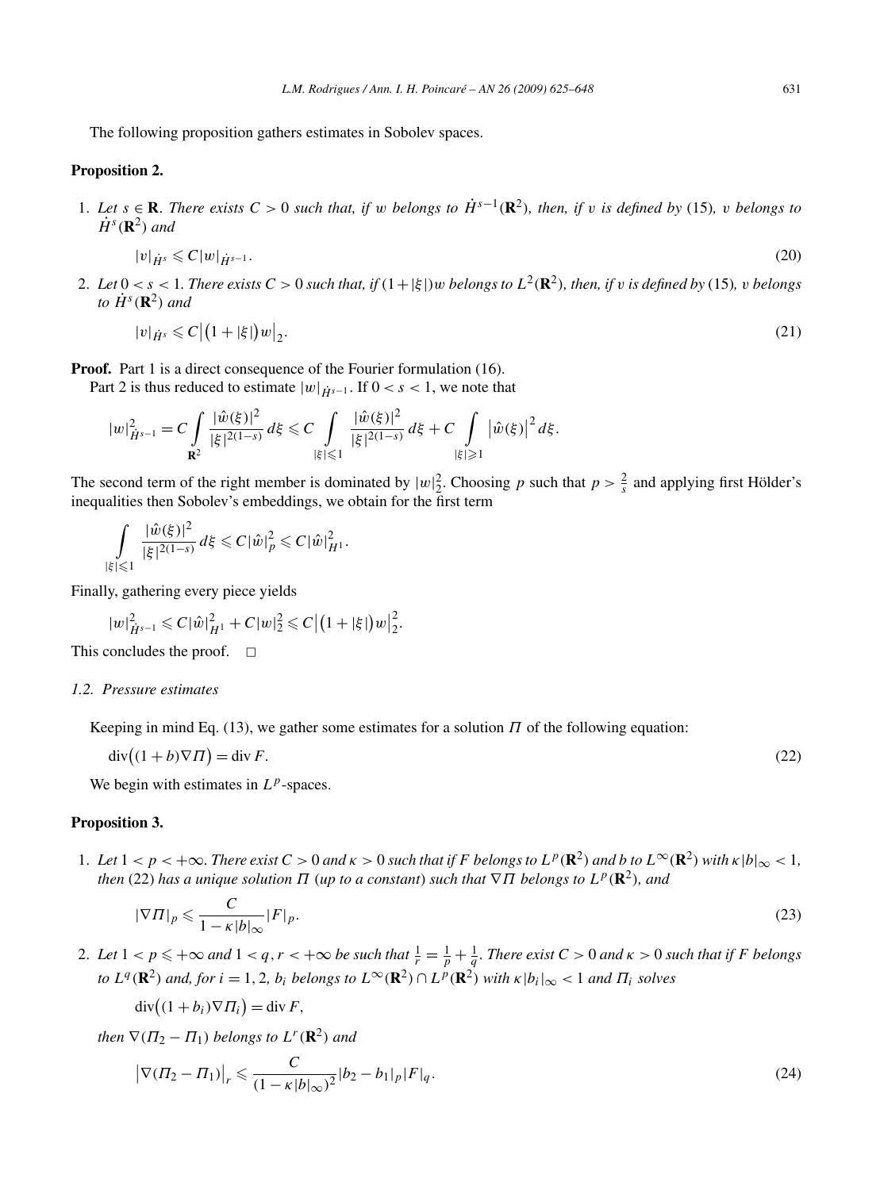The following proposition gathers estimates in Sobolev spaces.

**Proposition 2.**

1. *Let $s \in \mathbf{R}$. There exists $C > 0$ such that, if $w$ belongs to $\dot{H}^{s-1}(\mathbf{R}^2)$, then, if $v$ is defined by* (15), *$v$ belongs to $\dot{H}^s(\mathbf{R}^2)$ and*

$$|v|_{\dot{H}^s} \leqslant C|w|_{\dot{H}^{s-1}}. \tag{20}$$

2. *Let $0 < s < 1$. There exists $C > 0$ such that, if $(1+|\xi|)w$ belongs to $L^2(\mathbf{R}^2)$, then, if $v$ is defined by* (15), *$v$ belongs to $\dot{H}^s(\mathbf{R}^2)$ and*

$$|v|_{\dot{H}^s} \leqslant C\big|\big(1+|\xi|\big)w\big|_2. \tag{21}$$

**Proof.** Part 1 is a direct consequence of the Fourier formulation (16).

Part 2 is thus reduced to estimate $|w|_{\dot{H}^{s-1}}$. If $0 < s < 1$, we note that

$$|w|^2_{\dot{H}^{s-1}} = C\int_{\mathbf{R}^2} \frac{|\hat{w}(\xi)|^2}{|\xi|^{2(1-s)}}\,d\xi \leqslant C\int_{|\xi|\leqslant 1} \frac{|\hat{w}(\xi)|^2}{|\xi|^{2(1-s)}}\,d\xi + C\int_{|\xi|\geqslant 1} \big|\hat{w}(\xi)\big|^2\,d\xi.$$

The second term of the right member is dominated by $|w|_2^2$. Choosing $p$ such that $p > \frac{2}{s}$ and applying first Hölder's inequalities then Sobolev's embeddings, we obtain for the first term

$$\int_{|\xi|\leqslant 1} \frac{|\hat{w}(\xi)|^2}{|\xi|^{2(1-s)}}\,d\xi \leqslant C|\hat{w}|_p^2 \leqslant C|\hat{w}|^2_{H^1}.$$

Finally, gathering every piece yields

$$|w|^2_{\dot{H}^{s-1}} \leqslant C|\hat{w}|^2_{H^1} + C|w|_2^2 \leqslant C\big|\big(1+|\xi|\big)w\big|_2^2.$$

This concludes the proof. $\square$

### 1.2. Pressure estimates

Keeping in mind Eq. (13), we gather some estimates for a solution $\Pi$ of the following equation:

$$\operatorname{div}\big((1+b)\nabla\Pi\big) = \operatorname{div} F. \tag{22}$$

We begin with estimates in $L^p$-spaces.

**Proposition 3.**

1. *Let $1 < p < +\infty$. There exist $C > 0$ and $\kappa > 0$ such that if $F$ belongs to $L^p(\mathbf{R}^2)$ and $b$ to $L^\infty(\mathbf{R}^2)$ with $\kappa|b|_\infty < 1$, then* (22) *has a unique solution $\Pi$ (up to a constant) such that $\nabla\Pi$ belongs to $L^p(\mathbf{R}^2)$, and*

$$|\nabla\Pi|_p \leqslant \frac{C}{1-\kappa|b|_\infty}|F|_p. \tag{23}$$

2. *Let $1 < p \leqslant +\infty$ and $1 < q, r < +\infty$ be such that $\frac{1}{r} = \frac{1}{p} + \frac{1}{q}$. There exist $C > 0$ and $\kappa > 0$ such that if $F$ belongs to $L^q(\mathbf{R}^2)$ and, for $i = 1, 2$, $b_i$ belongs to $L^\infty(\mathbf{R}^2) \cap L^p(\mathbf{R}^2)$ with $\kappa|b_i|_\infty < 1$ and $\Pi_i$ solves*

$$\operatorname{div}\big((1+b_i)\nabla\Pi_i\big) = \operatorname{div} F,$$

*then $\nabla(\Pi_2 - \Pi_1)$ belongs to $L^r(\mathbf{R}^2)$ and*

$$\big|\nabla(\Pi_2 - \Pi_1)\big|_r \leqslant \frac{C}{(1-\kappa|b|_\infty)^2}|b_2 - b_1|_p|F|_q. \tag{24}$$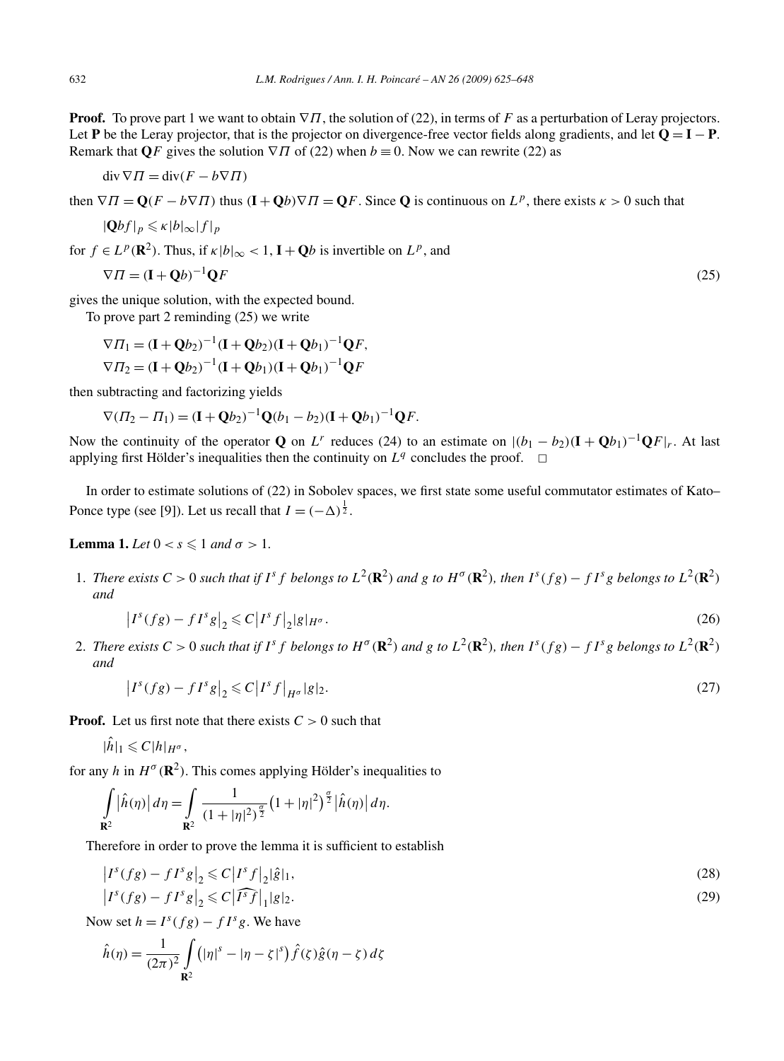**Proof.** To prove part 1 we want to obtain $\nabla\Pi$, the solution of (22), in terms of $F$ as a perturbation of Leray projectors. Let $\mathbf{P}$ be the Leray projector, that is the projector on divergence-free vector fields along gradients, and let $\mathbf{Q} = \mathbf{I} - \mathbf{P}$. Remark that $\mathbf{Q}F$ gives the solution $\nabla\Pi$ of (22) when $b \equiv 0$. Now we can rewrite (22) as

$$\operatorname{div}\nabla\Pi = \operatorname{div}(F - b\nabla\Pi)$$

then $\nabla\Pi = \mathbf{Q}(F - b\nabla\Pi)$ thus $(\mathbf{I} + \mathbf{Q}b)\nabla\Pi = \mathbf{Q}F$. Since $\mathbf{Q}$ is continuous on $L^p$, there exists $\kappa > 0$ such that

$$|\mathbf{Q}bf|_p \leqslant \kappa |b|_\infty |f|_p$$

for $f \in L^p(\mathbf{R}^2)$. Thus, if $\kappa|b|_\infty < 1$, $\mathbf{I} + \mathbf{Q}b$ is invertible on $L^p$, and

$$\nabla\Pi = (\mathbf{I} + \mathbf{Q}b)^{-1}\mathbf{Q}F \tag{25}$$

gives the unique solution, with the expected bound.

To prove part 2 reminding (25) we write

$$\nabla\Pi_1 = (\mathbf{I} + \mathbf{Q}b_2)^{-1}(\mathbf{I} + \mathbf{Q}b_2)(\mathbf{I} + \mathbf{Q}b_1)^{-1}\mathbf{Q}F,$$
$$\nabla\Pi_2 = (\mathbf{I} + \mathbf{Q}b_2)^{-1}(\mathbf{I} + \mathbf{Q}b_1)(\mathbf{I} + \mathbf{Q}b_1)^{-1}\mathbf{Q}F$$

then subtracting and factorizing yields

$$\nabla(\Pi_2 - \Pi_1) = (\mathbf{I} + \mathbf{Q}b_2)^{-1}\mathbf{Q}(b_1 - b_2)(\mathbf{I} + \mathbf{Q}b_1)^{-1}\mathbf{Q}F.$$

Now the continuity of the operator $\mathbf{Q}$ on $L^r$ reduces (24) to an estimate on $|(b_1 - b_2)(\mathbf{I} + \mathbf{Q}b_1)^{-1}\mathbf{Q}F|_r$. At last applying first Hölder's inequalities then the continuity on $L^q$ concludes the proof. $\square$

In order to estimate solutions of (22) in Sobolev spaces, we first state some useful commutator estimates of Kato–Ponce type (see [9]). Let us recall that $I = (-\Delta)^{\frac{1}{2}}$.

**Lemma 1.** *Let $0 < s \leqslant 1$ and $\sigma > 1$.*

1. *There exists $C > 0$ such that if $I^s f$ belongs to $L^2(\mathbf{R}^2)$ and $g$ to $H^\sigma(\mathbf{R}^2)$, then $I^s(fg) - fI^s g$ belongs to $L^2(\mathbf{R}^2)$ and*
$$\left|I^s(fg) - fI^s g\right|_2 \leqslant C\left|I^s f\right|_2 |g|_{H^\sigma}. \tag{26}$$
2. *There exists $C > 0$ such that if $I^s f$ belongs to $H^\sigma(\mathbf{R}^2)$ and $g$ to $L^2(\mathbf{R}^2)$, then $I^s(fg) - fI^s g$ belongs to $L^2(\mathbf{R}^2)$ and*
$$\left|I^s(fg) - fI^s g\right|_2 \leqslant C\left|I^s f\right|_{H^\sigma} |g|_2. \tag{27}$$

**Proof.** Let us first note that there exists $C > 0$ such that

$$|\hat{h}|_1 \leqslant C|h|_{H^\sigma},$$

for any $h$ in $H^\sigma(\mathbf{R}^2)$. This comes applying Hölder's inequalities to

$$\int_{\mathbf{R}^2} \left|\hat{h}(\eta)\right| d\eta = \int_{\mathbf{R}^2} \frac{1}{(1 + |\eta|^2)^{\frac{\sigma}{2}}} \left(1 + |\eta|^2\right)^{\frac{\sigma}{2}} \left|\hat{h}(\eta)\right| d\eta.$$

Therefore in order to prove the lemma it is sufficient to establish

$$\left|I^s(fg) - fI^s g\right|_2 \leqslant C\left|I^s f\right|_2 |\hat{g}|_1, \tag{28}$$
$$\left|I^s(fg) - fI^s g\right|_2 \leqslant C\left|\widehat{I^s f}\right|_1 |g|_2. \tag{29}$$

Now set $h = I^s(fg) - fI^s g$. We have

$$\hat{h}(\eta) = \frac{1}{(2\pi)^2} \int_{\mathbf{R}^2} \left(|\eta|^s - |\eta - \zeta|^s\right) \hat{f}(\zeta)\hat{g}(\eta - \zeta)\, d\zeta$$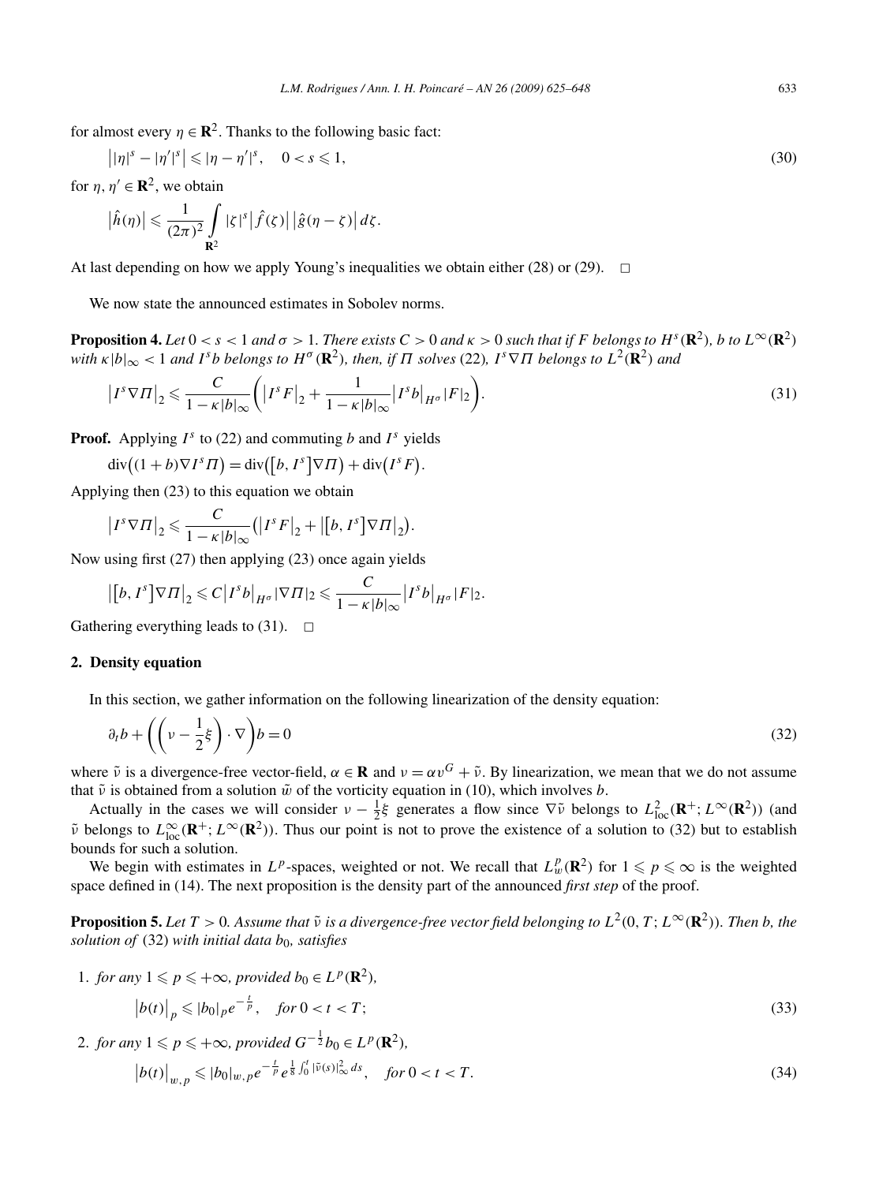for almost every $\eta \in \mathbf{R}^2$. Thanks to the following basic fact:

$$\big||\eta|^s - |\eta'|^s\big| \leqslant |\eta - \eta'|^s, \quad 0 < s \leqslant 1, \tag{30}$$

for $\eta, \eta' \in \mathbf{R}^2$, we obtain

$$\big|\hat{h}(\eta)\big| \leqslant \frac{1}{(2\pi)^2} \int_{\mathbf{R}^2} |\zeta|^s \big|\hat{f}(\zeta)\big| \big|\hat{g}(\eta - \zeta)\big| \, d\zeta.$$

At last depending on how we apply Young's inequalities we obtain either (28) or (29). $\square$

We now state the announced estimates in Sobolev norms.

**Proposition 4.** *Let $0 < s < 1$ and $\sigma > 1$. There exists $C > 0$ and $\kappa > 0$ such that if $F$ belongs to $H^s(\mathbf{R}^2)$, $b$ to $L^\infty(\mathbf{R}^2)$ with $\kappa |b|_\infty < 1$ and $I^s b$ belongs to $H^\sigma(\mathbf{R}^2)$, then, if $\Pi$ solves* (22)*, $I^s \nabla \Pi$ belongs to $L^2(\mathbf{R}^2)$ and*

$$\big|I^s \nabla \Pi\big|_2 \leqslant \frac{C}{1 - \kappa |b|_\infty} \bigg( \big|I^s F\big|_2 + \frac{1}{1 - \kappa |b|_\infty} \big|I^s b\big|_{H^\sigma} |F|_2 \bigg). \tag{31}$$

**Proof.** Applying $I^s$ to (22) and commuting $b$ and $I^s$ yields

$$\operatorname{div}\big((1 + b)\nabla I^s \Pi\big) = \operatorname{div}\big(\big[b, I^s\big]\nabla \Pi\big) + \operatorname{div}\big(I^s F\big).$$

Applying then (23) to this equation we obtain

$$\big|I^s \nabla \Pi\big|_2 \leqslant \frac{C}{1 - \kappa |b|_\infty} \big( \big|I^s F\big|_2 + \big|\big[b, I^s\big]\nabla \Pi\big|_2 \big).$$

Now using first (27) then applying (23) once again yields

$$\big|\big[b, I^s\big]\nabla \Pi\big|_2 \leqslant C \big|I^s b\big|_{H^\sigma} |\nabla \Pi|_2 \leqslant \frac{C}{1 - \kappa |b|_\infty} \big|I^s b\big|_{H^\sigma} |F|_2.$$

Gathering everything leads to (31). $\square$

## 2. Density equation

In this section, we gather information on the following linearization of the density equation:

$$\partial_t b + \bigg( \bigg( v - \frac{1}{2}\xi \bigg) \cdot \nabla \bigg) b = 0 \tag{32}$$

where $\tilde{v}$ is a divergence-free vector-field, $\alpha \in \mathbf{R}$ and $v = \alpha v^G + \tilde{v}$. By linearization, we mean that we do not assume that $\tilde{v}$ is obtained from a solution $\tilde{w}$ of the vorticity equation in (10), which involves $b$.

Actually in the cases we will consider $v - \frac{1}{2}\xi$ generates a flow since $\nabla \tilde{v}$ belongs to $L^2_{\text{loc}}(\mathbf{R}^+; L^\infty(\mathbf{R}^2))$ (and $\tilde{v}$ belongs to $L^\infty_{\text{loc}}(\mathbf{R}^+; L^\infty(\mathbf{R}^2))$). Thus our point is not to prove the existence of a solution to (32) but to establish bounds for such a solution.

We begin with estimates in $L^p$-spaces, weighted or not. We recall that $L^p_w(\mathbf{R}^2)$ for $1 \leqslant p \leqslant \infty$ is the weighted space defined in (14). The next proposition is the density part of the announced *first step* of the proof.

**Proposition 5.** *Let $T > 0$. Assume that $\tilde{v}$ is a divergence-free vector field belonging to $L^2(0, T; L^\infty(\mathbf{R}^2))$. Then $b$, the solution of* (32) *with initial data $b_0$, satisfies*

1. *for any $1 \leqslant p \leqslant +\infty$, provided $b_0 \in L^p(\mathbf{R}^2)$,*

$$\big|b(t)\big|_p \leqslant |b_0|_p e^{-\frac{t}{p}}, \quad \textit{for } 0 < t < T; \tag{33}$$

2. *for any $1 \leqslant p \leqslant +\infty$, provided $G^{-\frac{1}{2}} b_0 \in L^p(\mathbf{R}^2)$,*

$$\big|b(t)\big|_{w,p} \leqslant |b_0|_{w,p} e^{-\frac{t}{p}} e^{\frac{1}{8}\int_0^t |\tilde{v}(s)|^2_\infty \, ds}, \quad \textit{for } 0 < t < T. \tag{34}$$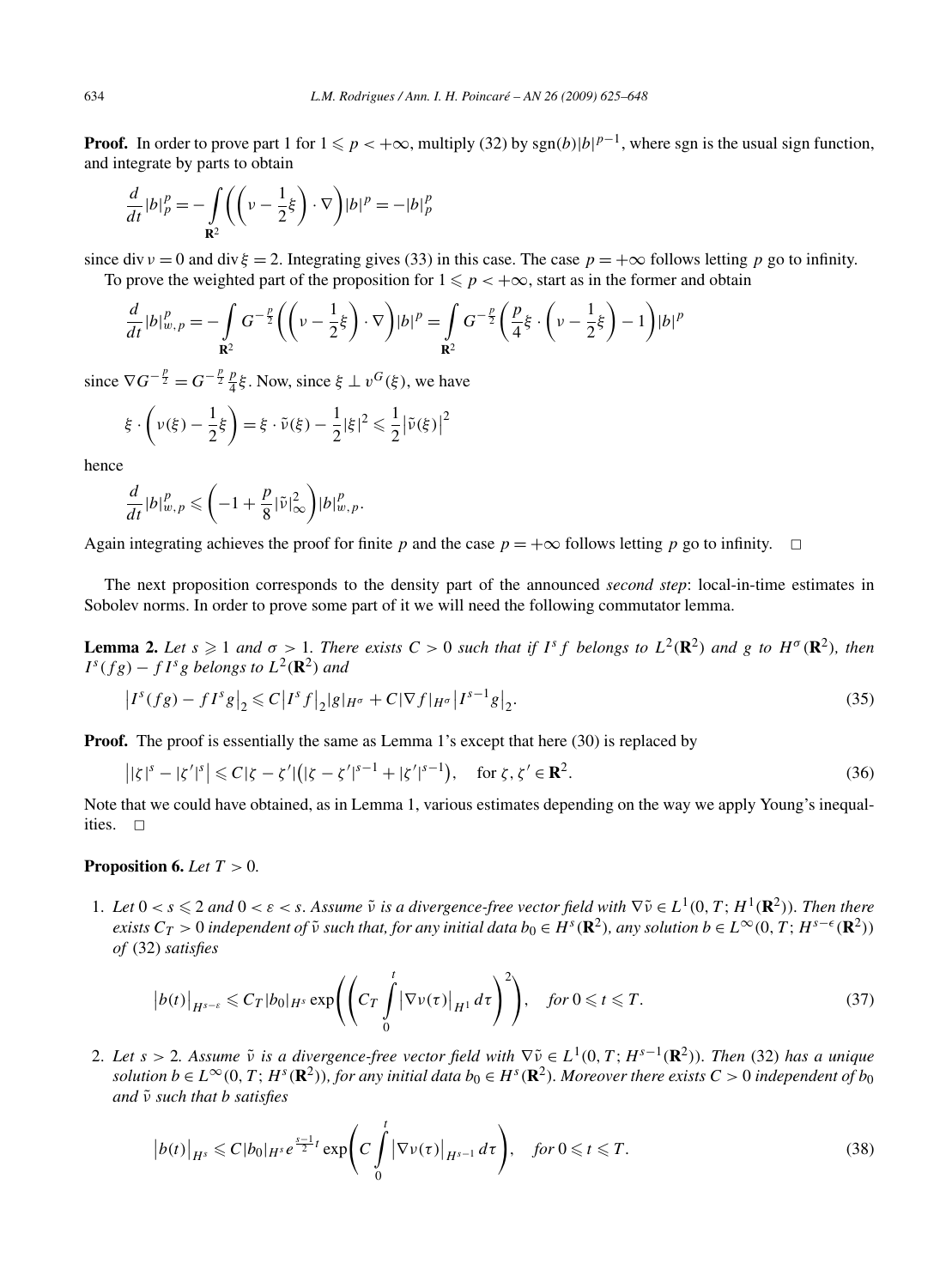**Proof.** In order to prove part 1 for $1 \leqslant p < +\infty$, multiply (32) by $\operatorname{sgn}(b)|b|^{p-1}$, where sgn is the usual sign function, and integrate by parts to obtain

$$\frac{d}{dt}|b|_p^p = -\int_{\mathbf{R}^2} \left(\left(v - \frac{1}{2}\xi\right)\cdot\nabla\right)|b|^p = -|b|_p^p$$

since $\operatorname{div} v = 0$ and $\operatorname{div}\xi = 2$. Integrating gives (33) in this case. The case $p = +\infty$ follows letting $p$ go to infinity.

To prove the weighted part of the proposition for $1 \leqslant p < +\infty$, start as in the former and obtain

$$\frac{d}{dt}|b|_{w,p}^p = -\int_{\mathbf{R}^2} G^{-\frac{p}{2}}\left(\left(v - \frac{1}{2}\xi\right)\cdot\nabla\right)|b|^p = \int_{\mathbf{R}^2} G^{-\frac{p}{2}}\left(\frac{p}{4}\xi\cdot\left(v - \frac{1}{2}\xi\right) - 1\right)|b|^p$$

since $\nabla G^{-\frac{p}{2}} = G^{-\frac{p}{2}}\frac{p}{4}\xi$. Now, since $\xi \perp v^G(\xi)$, we have

$$\xi\cdot\left(v(\xi) - \frac{1}{2}\xi\right) = \xi\cdot\tilde{v}(\xi) - \frac{1}{2}|\xi|^2 \leqslant \frac{1}{2}\left|\tilde{v}(\xi)\right|^2$$

hence

$$\frac{d}{dt}|b|_{w,p}^p \leqslant \left(-1 + \frac{p}{8}|\tilde{v}|_\infty^2\right)|b|_{w,p}^p.$$

Again integrating achieves the proof for finite $p$ and the case $p = +\infty$ follows letting $p$ go to infinity. $\square$

The next proposition corresponds to the density part of the announced *second step*: local-in-time estimates in Sobolev norms. In order to prove some part of it we will need the following commutator lemma.

**Lemma 2.** *Let $s \geqslant 1$ and $\sigma > 1$. There exists $C > 0$ such that if $I^s f$ belongs to $L^2(\mathbf{R}^2)$ and $g$ to $H^\sigma(\mathbf{R}^2)$, then $I^s(fg) - fI^sg$ belongs to $L^2(\mathbf{R}^2)$ and*

$$\left|I^s(fg) - fI^sg\right|_2 \leqslant C\left|I^sf\right|_2|g|_{H^\sigma} + C|\nabla f|_{H^\sigma}\left|I^{s-1}g\right|_2. \tag{35}$$

**Proof.** The proof is essentially the same as Lemma 1's except that here (30) is replaced by

$$\left||\zeta|^s - |\zeta'|^s\right| \leqslant C|\zeta - \zeta'|\left(|\zeta - \zeta'|^{s-1} + |\zeta'|^{s-1}\right), \quad \text{for } \zeta, \zeta' \in \mathbf{R}^2. \tag{36}$$

Note that we could have obtained, as in Lemma 1, various estimates depending on the way we apply Young's inequalities. $\square$

**Proposition 6.** *Let $T > 0$.*

1. *Let $0 < s \leqslant 2$ and $0 < \varepsilon < s$. Assume $\tilde{v}$ is a divergence-free vector field with $\nabla\tilde{v} \in L^1(0,T;H^1(\mathbf{R}^2))$. Then there exists $C_T > 0$ independent of $\tilde{v}$ such that, for any initial data $b_0 \in H^s(\mathbf{R}^2)$, any solution $b \in L^\infty(0,T;H^{s-\epsilon}(\mathbf{R}^2))$ of* (32) *satisfies*

$$\left|b(t)\right|_{H^{s-\varepsilon}} \leqslant C_T|b_0|_{H^s}\exp\left(\left(C_T\int_0^t\left|\nabla v(\tau)\right|_{H^1}d\tau\right)^2\right), \quad \text{for } 0 \leqslant t \leqslant T. \tag{37}$$

2. *Let $s > 2$. Assume $\tilde{v}$ is a divergence-free vector field with $\nabla\tilde{v} \in L^1(0,T;H^{s-1}(\mathbf{R}^2))$. Then* (32) *has a unique solution $b \in L^\infty(0,T;H^s(\mathbf{R}^2))$, for any initial data $b_0 \in H^s(\mathbf{R}^2)$. Moreover there exists $C > 0$ independent of $b_0$ and $\tilde{v}$ such that $b$ satisfies*

$$\left|b(t)\right|_{H^s} \leqslant C|b_0|_{H^s}e^{\frac{s-1}{2}t}\exp\left(C\int_0^t\left|\nabla v(\tau)\right|_{H^{s-1}}d\tau\right), \quad \text{for } 0 \leqslant t \leqslant T. \tag{38}$$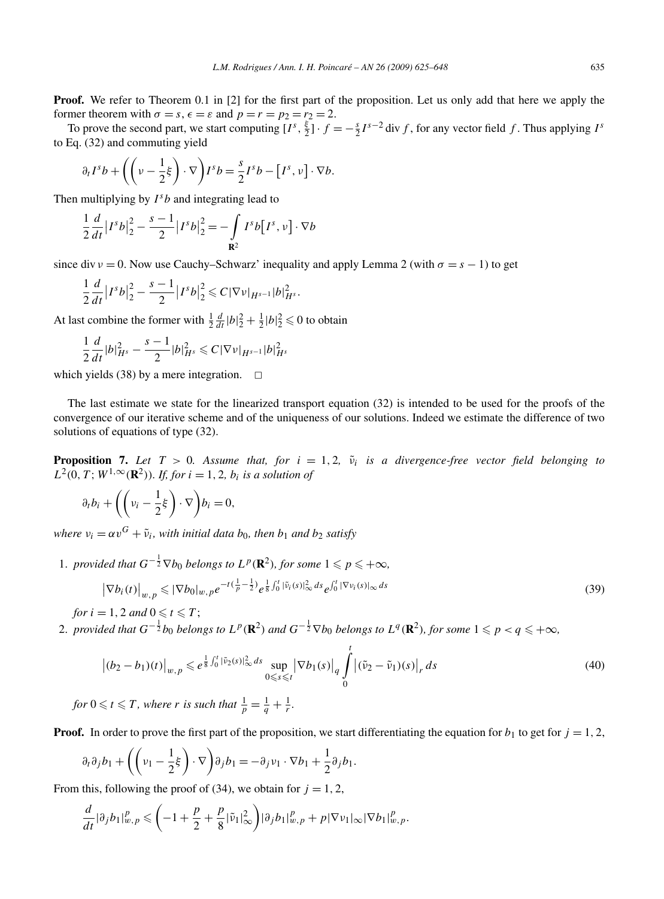**Proof.** We refer to Theorem 0.1 in [2] for the first part of the proposition. Let us only add that here we apply the former theorem with $\sigma = s$, $\epsilon = \varepsilon$ and $p = r = p_2 = r_2 = 2$.

To prove the second part, we start computing $[I^s, \frac{\xi}{2}] \cdot f = -\frac{s}{2} I^{s-2} \operatorname{div} f$, for any vector field $f$. Thus applying $I^s$ to Eq. (32) and commuting yield

$$\partial_t I^s b + \left(\left(v - \frac{1}{2}\xi\right) \cdot \nabla\right) I^s b = \frac{s}{2} I^s b - \left[I^s, v\right] \cdot \nabla b.$$

Then multiplying by $I^s b$ and integrating lead to

$$\frac{1}{2}\frac{d}{dt}\left|I^s b\right|_2^2 - \frac{s-1}{2}\left|I^s b\right|_2^2 = -\int_{\mathbf{R}^2} I^s b\left[I^s, v\right] \cdot \nabla b$$

since $\operatorname{div} v = 0$. Now use Cauchy–Schwarz' inequality and apply Lemma 2 (with $\sigma = s - 1$) to get

$$\frac{1}{2}\frac{d}{dt}\left|I^s b\right|_2^2 - \frac{s-1}{2}\left|I^s b\right|_2^2 \leqslant C|\nabla v|_{H^{s-1}}|b|_{H^s}^2.$$

At last combine the former with $\frac{1}{2}\frac{d}{dt}|b|_2^2 + \frac{1}{2}|b|_2^2 \leqslant 0$ to obtain

$$\frac{1}{2}\frac{d}{dt}|b|_{H^s}^2 - \frac{s-1}{2}|b|_{H^s}^2 \leqslant C|\nabla v|_{H^{s-1}}|b|_{H^s}^2$$

which yields (38) by a mere integration. $\square$

The last estimate we state for the linearized transport equation (32) is intended to be used for the proofs of the convergence of our iterative scheme and of the uniqueness of our solutions. Indeed we estimate the difference of two solutions of equations of type (32).

**Proposition 7.** *Let $T > 0$. Assume that, for $i = 1, 2$, $\tilde{v}_i$ is a divergence-free vector field belonging to $L^2(0, T; W^{1,\infty}(\mathbf{R}^2))$. If, for $i = 1, 2$, $b_i$ is a solution of*

$$\partial_t b_i + \left(\left(v_i - \frac{1}{2}\xi\right) \cdot \nabla\right) b_i = 0,$$

*where $v_i = \alpha v^G + \tilde{v}_i$, with initial data $b_0$, then $b_1$ and $b_2$ satisfy*

1. *provided that $G^{-\frac{1}{2}}\nabla b_0$ belongs to $L^p(\mathbf{R}^2)$, for some $1 \leqslant p \leqslant +\infty$,*

$$\left|\nabla b_i(t)\right|_{w,p} \leqslant |\nabla b_0|_{w,p} e^{-t(\frac{1}{p}-\frac{1}{2})} e^{\frac{1}{8}\int_0^t |\tilde{v}_i(s)|_\infty^2 \, ds} e^{\int_0^t |\nabla v_i(s)|_\infty \, ds} \tag{39}$$

   *for $i = 1, 2$ and $0 \leqslant t \leqslant T$;*

2. *provided that $G^{-\frac{1}{2}} b_0$ belongs to $L^p(\mathbf{R}^2)$ and $G^{-\frac{1}{2}}\nabla b_0$ belongs to $L^q(\mathbf{R}^2)$, for some $1 \leqslant p < q \leqslant +\infty$,*

$$\left|(b_2 - b_1)(t)\right|_{w,p} \leqslant e^{\frac{1}{8}\int_0^t |\tilde{v}_2(s)|_\infty^2 \, ds} \sup_{0 \leqslant s \leqslant t} \left|\nabla b_1(s)\right|_q \int_0^t \left|(\tilde{v}_2 - \tilde{v}_1)(s)\right|_r ds \tag{40}$$

   *for $0 \leqslant t \leqslant T$, where $r$ is such that $\frac{1}{p} = \frac{1}{q} + \frac{1}{r}$.*

**Proof.** In order to prove the first part of the proposition, we start differentiating the equation for $b_1$ to get for $j = 1, 2$,

$$\partial_t \partial_j b_1 + \left(\left(v_1 - \frac{1}{2}\xi\right) \cdot \nabla\right) \partial_j b_1 = -\partial_j v_1 \cdot \nabla b_1 + \frac{1}{2}\partial_j b_1.$$

From this, following the proof of (34), we obtain for $j = 1, 2$,

$$\frac{d}{dt}|\partial_j b_1|_{w,p}^p \leqslant \left(-1 + \frac{p}{2} + \frac{p}{8}|\tilde{v}_1|_\infty^2\right)|\partial_j b_1|_{w,p}^p + p|\nabla v_1|_\infty |\nabla b_1|_{w,p}^p.$$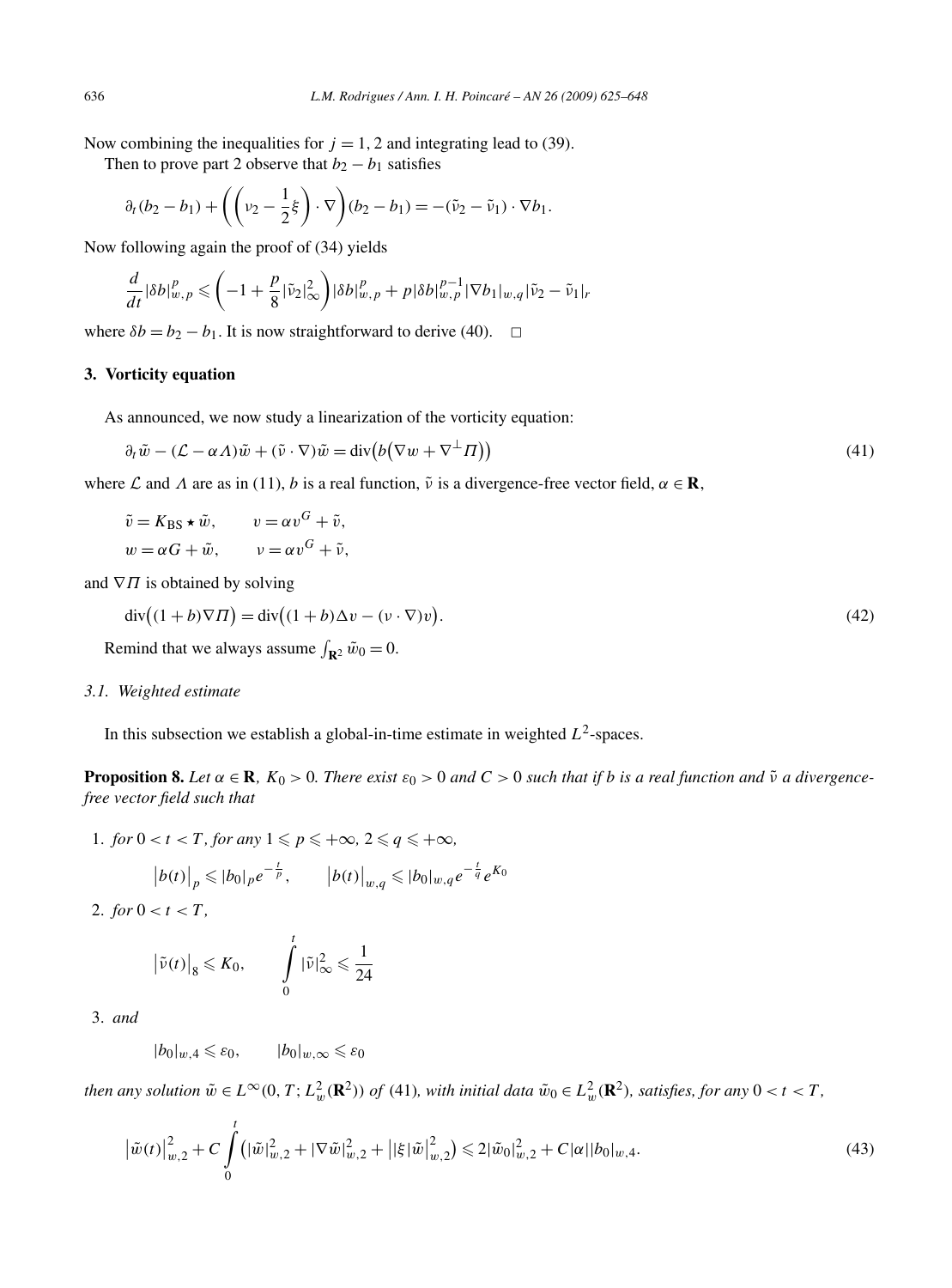Now combining the inequalities for $j = 1, 2$ and integrating lead to (39).

Then to prove part 2 observe that $b_2 - b_1$ satisfies

$$\partial_t (b_2 - b_1) + \left(\left(\nu_2 - \frac{1}{2}\xi\right) \cdot \nabla\right)(b_2 - b_1) = -(\tilde{\nu}_2 - \tilde{\nu}_1) \cdot \nabla b_1.$$

Now following again the proof of (34) yields

$$\frac{d}{dt}|\delta b|_{w,p}^p \leqslant \left(-1 + \frac{p}{8}|\tilde{\nu}_2|_\infty^2\right)|\delta b|_{w,p}^p + p|\delta b|_{w,p}^{p-1}|\nabla b_1|_{w,q}|\tilde{\nu}_2 - \tilde{\nu}_1|_r$$

where $\delta b = b_2 - b_1$. It is now straightforward to derive (40). $\square$

## 3. Vorticity equation

As announced, we now study a linearization of the vorticity equation:

$$\partial_t \tilde{w} - (\mathcal{L} - \alpha \Lambda)\tilde{w} + (\tilde{\nu} \cdot \nabla)\tilde{w} = \operatorname{div}\big(b\big(\nabla w + \nabla^\perp \Pi\big)\big) \tag{41}$$

where $\mathcal{L}$ and $\Lambda$ are as in (11), $b$ is a real function, $\tilde{\nu}$ is a divergence-free vector field, $\alpha \in \mathbf{R}$,

$$\tilde{\nu} = K_{\mathrm{BS}} \star \tilde{w}, \qquad v = \alpha v^G + \tilde{\nu},$$
$$w = \alpha G + \tilde{w}, \qquad \nu = \alpha v^G + \tilde{\nu},$$

and $\nabla \Pi$ is obtained by solving

$$\operatorname{div}\big((1+b)\nabla \Pi\big) = \operatorname{div}\big((1+b)\Delta v - (\nu \cdot \nabla)v\big). \tag{42}$$

Remind that we always assume $\int_{\mathbf{R}^2} \tilde{w}_0 = 0$.

### 3.1. Weighted estimate

In this subsection we establish a global-in-time estimate in weighted $L^2$-spaces.

**Proposition 8.** *Let $\alpha \in \mathbf{R}$, $K_0 > 0$. There exist $\varepsilon_0 > 0$ and $C > 0$ such that if $b$ is a real function and $\tilde{\nu}$ a divergence-free vector field such that*

1. *for $0 < t < T$, for any $1 \leqslant p \leqslant +\infty$, $2 \leqslant q \leqslant +\infty$,*

$$\big|b(t)\big|_p \leqslant |b_0|_p e^{-\frac{t}{p}}, \qquad \big|b(t)\big|_{w,q} \leqslant |b_0|_{w,q} e^{-\frac{t}{q}} e^{K_0}$$

2. *for $0 < t < T$,*

$$\big|\tilde{\nu}(t)\big|_8 \leqslant K_0, \qquad \int_0^t |\tilde{\nu}|_\infty^2 \leqslant \frac{1}{24}$$

3. *and*

$$|b_0|_{w,4} \leqslant \varepsilon_0, \qquad |b_0|_{w,\infty} \leqslant \varepsilon_0$$

*then any solution $\tilde{w} \in L^\infty(0,T; L_w^2(\mathbf{R}^2))$ of (41), with initial data $\tilde{w}_0 \in L_w^2(\mathbf{R}^2)$, satisfies, for any $0 < t < T$,*

$$\big|\tilde{w}(t)\big|_{w,2}^2 + C\int_0^t \big(|\tilde{w}|_{w,2}^2 + |\nabla \tilde{w}|_{w,2}^2 + \big||\xi|\tilde{w}\big|_{w,2}^2\big) \leqslant 2|\tilde{w}_0|_{w,2}^2 + C|\alpha||b_0|_{w,4}. \tag{43}$$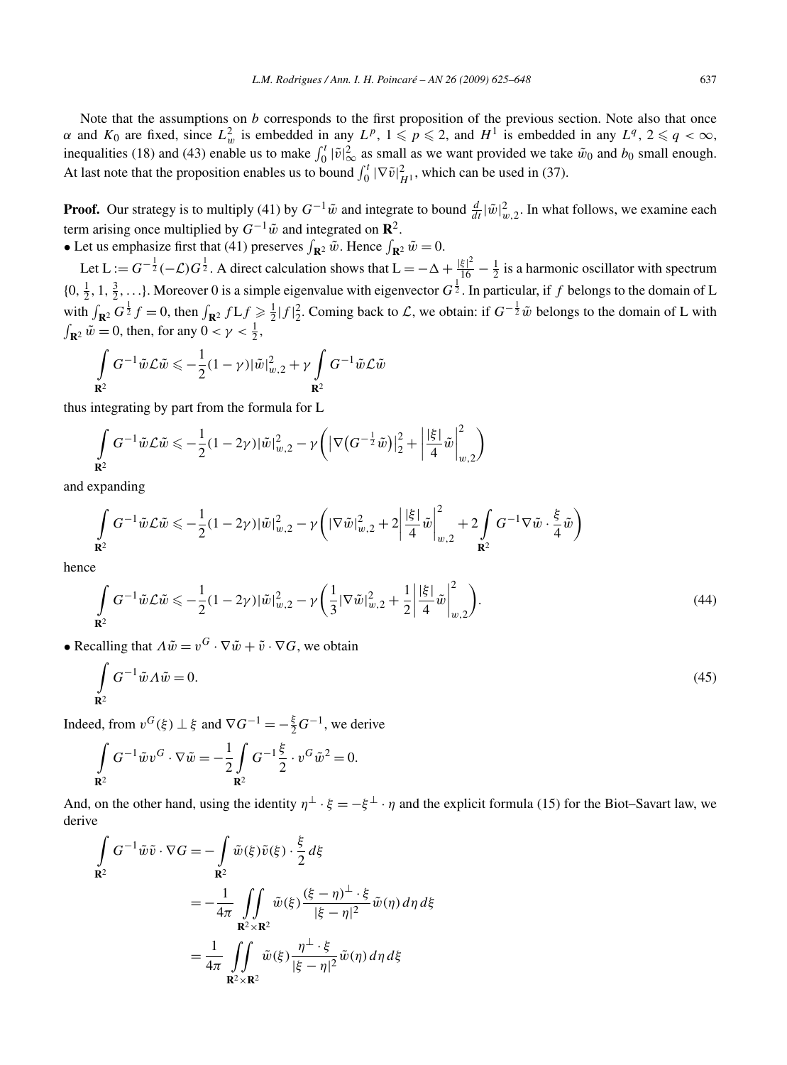Note that the assumptions on $b$ corresponds to the first proposition of the previous section. Note also that once $\alpha$ and $K_0$ are fixed, since $L^2_w$ is embedded in any $L^p$, $1 \leqslant p \leqslant 2$, and $H^1$ is embedded in any $L^q$, $2 \leqslant q < \infty$, inequalities (18) and (43) enable us to make $\int_0^t |\tilde{v}|_\infty^2$ as small as we want provided we take $\tilde{w}_0$ and $b_0$ small enough. At last note that the proposition enables us to bound $\int_0^t |\nabla \tilde{v}|_{H^1}^2$, which can be used in (37).

**Proof.** Our strategy is to multiply (41) by $G^{-1}\tilde{w}$ and integrate to bound $\frac{d}{dt}|\tilde{w}|_{w,2}^2$. In what follows, we examine each term arising once multiplied by $G^{-1}\tilde{w}$ and integrated on $\mathbf{R}^2$.

• Let us emphasize first that (41) preserves $\int_{\mathbf{R}^2} \tilde{w}$. Hence $\int_{\mathbf{R}^2} \tilde{w} = 0$.

Let $\mathrm{L} := G^{-\frac{1}{2}}(-\mathcal{L})G^{\frac{1}{2}}$. A direct calculation shows that $\mathrm{L} = -\Delta + \frac{|\xi|^2}{16} - \frac{1}{2}$ is a harmonic oscillator with spectrum $\{0, \frac{1}{2}, 1, \frac{3}{2}, \ldots\}$. Moreover 0 is a simple eigenvalue with eigenvector $G^{\frac{1}{2}}$. In particular, if $f$ belongs to the domain of $\mathrm{L}$ with $\int_{\mathbf{R}^2} G^{\frac{1}{2}} f = 0$, then $\int_{\mathbf{R}^2} f \mathrm{L} f \geqslant \frac{1}{2}|f|_2^2$. Coming back to $\mathcal{L}$, we obtain: if $G^{-\frac{1}{2}}\tilde{w}$ belongs to the domain of $\mathrm{L}$ with $\int_{\mathbf{R}^2} \tilde{w} = 0$, then, for any $0 < \gamma < \frac{1}{2}$,

$$\int_{\mathbf{R}^2} G^{-1}\tilde{w}\mathcal{L}\tilde{w} \leqslant -\frac{1}{2}(1-\gamma)|\tilde{w}|_{w,2}^2 + \gamma \int_{\mathbf{R}^2} G^{-1}\tilde{w}\mathcal{L}\tilde{w}$$

thus integrating by part from the formula for $\mathrm{L}$

$$\int_{\mathbf{R}^2} G^{-1}\tilde{w}\mathcal{L}\tilde{w} \leqslant -\frac{1}{2}(1-2\gamma)|\tilde{w}|_{w,2}^2 - \gamma\left(\left|\nabla\left(G^{-\frac{1}{2}}\tilde{w}\right)\right|_2^2 + \left|\frac{|\xi|}{4}\tilde{w}\right|_{w,2}^2\right)$$

and expanding

$$\int_{\mathbf{R}^2} G^{-1}\tilde{w}\mathcal{L}\tilde{w} \leqslant -\frac{1}{2}(1-2\gamma)|\tilde{w}|_{w,2}^2 - \gamma\left(|\nabla\tilde{w}|_{w,2}^2 + 2\left|\frac{|\xi|}{4}\tilde{w}\right|_{w,2}^2 + 2\int_{\mathbf{R}^2} G^{-1}\nabla\tilde{w}\cdot\frac{\xi}{4}\tilde{w}\right)$$

hence

$$\int_{\mathbf{R}^2} G^{-1}\tilde{w}\mathcal{L}\tilde{w} \leqslant -\frac{1}{2}(1-2\gamma)|\tilde{w}|_{w,2}^2 - \gamma\left(\frac{1}{3}|\nabla\tilde{w}|_{w,2}^2 + \frac{1}{2}\left|\frac{|\xi|}{4}\tilde{w}\right|_{w,2}^2\right). \tag{44}$$

• Recalling that $\Lambda\tilde{w} = v^G\cdot\nabla\tilde{w} + \tilde{v}\cdot\nabla G$, we obtain

$$\int_{\mathbf{R}^2} G^{-1}\tilde{w}\Lambda\tilde{w} = 0. \tag{45}$$

Indeed, from $v^G(\xi) \perp \xi$ and $\nabla G^{-1} = -\frac{\xi}{2}G^{-1}$, we derive

$$\int_{\mathbf{R}^2} G^{-1}\tilde{w}v^G\cdot\nabla\tilde{w} = -\frac{1}{2}\int_{\mathbf{R}^2} G^{-1}\frac{\xi}{2}\cdot v^G\tilde{w}^2 = 0.$$

And, on the other hand, using the identity $\eta^\perp\cdot\xi = -\xi^\perp\cdot\eta$ and the explicit formula (15) for the Biot–Savart law, we derive

$$\begin{aligned}
\int_{\mathbf{R}^2} G^{-1}\tilde{w}\tilde{v}\cdot\nabla G &= -\int_{\mathbf{R}^2} \tilde{w}(\xi)\tilde{v}(\xi)\cdot\frac{\xi}{2}\,d\xi \\
&= -\frac{1}{4\pi}\iint_{\mathbf{R}^2\times\mathbf{R}^2} \tilde{w}(\xi)\frac{(\xi-\eta)^\perp\cdot\xi}{|\xi-\eta|^2}\tilde{w}(\eta)\,d\eta\,d\xi \\
&= \frac{1}{4\pi}\iint_{\mathbf{R}^2\times\mathbf{R}^2} \tilde{w}(\xi)\frac{\eta^\perp\cdot\xi}{|\xi-\eta|^2}\tilde{w}(\eta)\,d\eta\,d\xi
\end{aligned}$$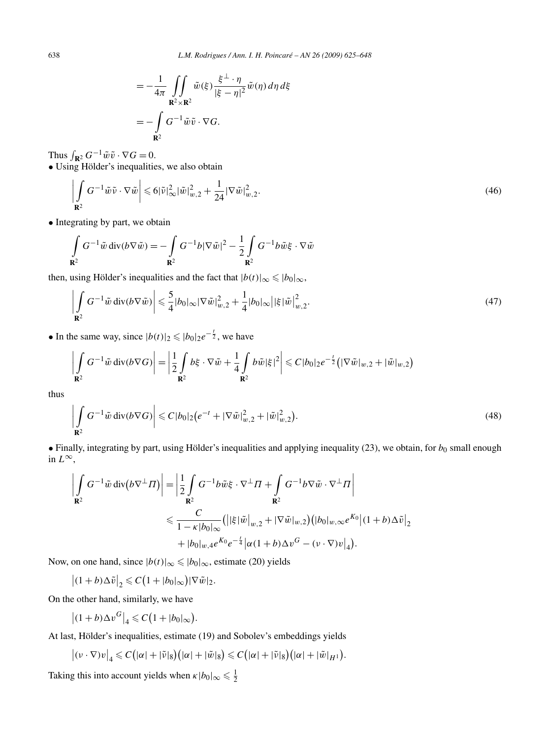$$= -\frac{1}{4\pi} \iint\limits_{\mathbf{R}^2\times\mathbf{R}^2} \tilde{w}(\xi) \frac{\xi^\perp \cdot \eta}{|\xi-\eta|^2} \tilde{w}(\eta)\, d\eta\, d\xi$$

$$= -\int\limits_{\mathbf{R}^2} G^{-1} \tilde{w}\tilde{v} \cdot \nabla G.$$

Thus $\int_{\mathbf{R}^2} G^{-1}\tilde{w}\tilde{v}\cdot\nabla G = 0$.

• Using Hölder's inequalities, we also obtain

$$\left| \int\limits_{\mathbf{R}^2} G^{-1}\tilde{w}\tilde{v}\cdot\nabla\tilde{w} \right| \leqslant 6|\tilde{v}|_\infty^2 |\tilde{w}|_{w,2}^2 + \frac{1}{24}|\nabla\tilde{w}|_{w,2}^2. \tag{46}$$

• Integrating by part, we obtain

$$\int\limits_{\mathbf{R}^2} G^{-1}\tilde{w}\,\mathrm{div}(b\nabla\tilde{w}) = -\int\limits_{\mathbf{R}^2} G^{-1} b|\nabla\tilde{w}|^2 - \frac{1}{2}\int\limits_{\mathbf{R}^2} G^{-1} b\tilde{w}\xi\cdot\nabla\tilde{w}$$

then, using Hölder's inequalities and the fact that $|b(t)|_\infty \leqslant |b_0|_\infty$,

$$\left| \int\limits_{\mathbf{R}^2} G^{-1}\tilde{w}\,\mathrm{div}(b\nabla\tilde{w}) \right| \leqslant \frac{5}{4}|b_0|_\infty |\nabla\tilde{w}|_{w,2}^2 + \frac{1}{4}|b_0|_\infty \big||\xi|\tilde{w}\big|_{w,2}^2. \tag{47}$$

• In the same way, since $|b(t)|_2 \leqslant |b_0|_2 e^{-\frac{t}{2}}$, we have

$$\left| \int\limits_{\mathbf{R}^2} G^{-1}\tilde{w}\,\mathrm{div}(b\nabla G) \right| = \left| \frac{1}{2}\int\limits_{\mathbf{R}^2} b\xi\cdot\nabla\tilde{w} + \frac{1}{4}\int\limits_{\mathbf{R}^2} b\tilde{w}|\xi|^2 \right| \leqslant C|b_0|_2 e^{-\frac{t}{2}}\big(|\nabla\tilde{w}|_{w,2} + |\tilde{w}|_{w,2}\big)$$

thus

$$\left| \int\limits_{\mathbf{R}^2} G^{-1}\tilde{w}\,\mathrm{div}(b\nabla G) \right| \leqslant C|b_0|_2\big(e^{-t} + |\nabla\tilde{w}|_{w,2}^2 + |\tilde{w}|_{w,2}^2\big). \tag{48}$$

• Finally, integrating by part, using Hölder's inequalities and applying inequality (23), we obtain, for $b_0$ small enough in $L^\infty$,

$$\begin{aligned}
\left| \int\limits_{\mathbf{R}^2} G^{-1}\tilde{w}\,\mathrm{div}\big(b\nabla^\perp\Pi\big) \right| &= \left| \frac{1}{2}\int\limits_{\mathbf{R}^2} G^{-1} b\tilde{w}\xi\cdot\nabla^\perp\Pi + \int\limits_{\mathbf{R}^2} G^{-1} b\nabla\tilde{w}\cdot\nabla^\perp\Pi \right| \\
&\leqslant \frac{C}{1-\kappa|b_0|_\infty}\big(\big||\xi|\tilde{w}\big|_{w,2} + |\nabla\tilde{w}|_{w,2}\big)\big(|b_0|_{w,\infty}e^{K_0}\big|(1+b)\Delta\tilde{v}\big|_2 \\
&\quad + |b_0|_{w,4}e^{K_0}e^{-\frac{t}{4}}\big|\alpha(1+b)\Delta v^G - (v\cdot\nabla)v\big|_4\big).
\end{aligned}$$

Now, on one hand, since $|b(t)|_\infty \leqslant |b_0|_\infty$, estimate (20) yields

$$\big|(1+b)\Delta\tilde{v}\big|_2 \leqslant C\big(1+|b_0|_\infty\big)|\nabla\tilde{w}|_2.$$

On the other hand, similarly, we have

$$\big|(1+b)\Delta v^G\big|_4 \leqslant C\big(1+|b_0|_\infty\big).$$

At last, Hölder's inequalities, estimate (19) and Sobolev's embeddings yields

$$\big|(v\cdot\nabla)v\big|_4 \leqslant C\big(|\alpha| + |\tilde{v}|_8\big)\big(|\alpha| + |\tilde{w}|_8\big) \leqslant C\big(|\alpha| + |\tilde{v}|_8\big)\big(|\alpha| + |\tilde{w}|_{H^1}\big).$$

Taking this into account yields when $\kappa|b_0|_\infty \leqslant \frac{1}{2}$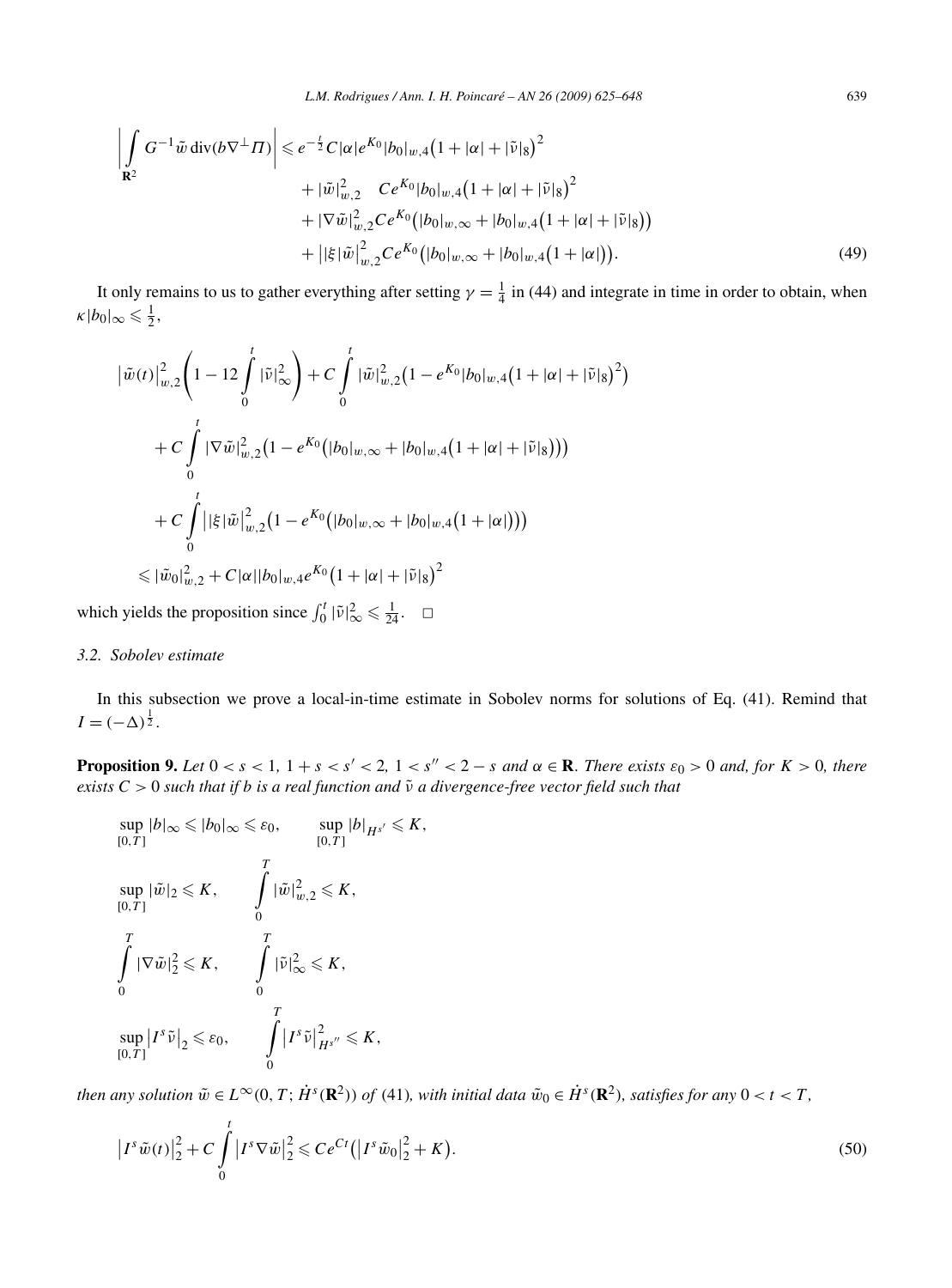$$
\begin{aligned}
\left| \int_{\mathbf{R}^2} G^{-1} \tilde{w} \operatorname{div}(b \nabla^{\perp} \Pi) \right| \leqslant\; & e^{-\frac{t}{2}} C |\alpha| e^{K_0} |b_0|_{w,4} \big(1 + |\alpha| + |\tilde{\nu}|_8\big)^2 \\
& + |\tilde{w}|_{w,2}^2 \quad C e^{K_0} |b_0|_{w,4} \big(1 + |\alpha| + |\tilde{\nu}|_8\big)^2 \\
& + |\nabla \tilde{w}|_{w,2}^2 C e^{K_0} \big(|b_0|_{w,\infty} + |b_0|_{w,4} \big(1 + |\alpha| + |\tilde{\nu}|_8\big)\big) \\
& + \big||\xi| \tilde{w}\big|_{w,2}^2 C e^{K_0} \big(|b_0|_{w,\infty} + |b_0|_{w,4} \big(1 + |\alpha|\big)\big). 
\end{aligned} \tag{49}
$$

It only remains to us to gather everything after setting $\gamma = \frac{1}{4}$ in (44) and integrate in time in order to obtain, when $\kappa |b_0|_\infty \leqslant \frac{1}{2}$,

$$
\begin{aligned}
& \big|\tilde{w}(t)\big|_{w,2}^2 \left(1 - 12 \int_0^t |\tilde{\nu}|_\infty^2 \right) + C \int_0^t |\tilde{w}|_{w,2}^2 \big(1 - e^{K_0} |b_0|_{w,4} \big(1 + |\alpha| + |\tilde{\nu}|_8\big)^2\big) \\
& \quad + C \int_0^t |\nabla \tilde{w}|_{w,2}^2 \big(1 - e^{K_0} \big(|b_0|_{w,\infty} + |b_0|_{w,4} \big(1 + |\alpha| + |\tilde{\nu}|_8\big)\big)\big) \\
& \quad + C \int_0^t \big||\xi| \tilde{w}\big|_{w,2}^2 \big(1 - e^{K_0} \big(|b_0|_{w,\infty} + |b_0|_{w,4} \big(1 + |\alpha|\big)\big)\big) \\
& \leqslant |\tilde{w}_0|_{w,2}^2 + C |\alpha| |b_0|_{w,4} e^{K_0} \big(1 + |\alpha| + |\tilde{\nu}|_8\big)^2
\end{aligned}
$$

which yields the proposition since $\int_0^t |\tilde{\nu}|_\infty^2 \leqslant \frac{1}{24}$. $\quad\square$

### 3.2. Sobolev estimate

In this subsection we prove a local-in-time estimate in Sobolev norms for solutions of Eq. (41). Remind that $I = (-\Delta)^{\frac{1}{2}}$.

**Proposition 9.** *Let $0 < s < 1$, $1 + s < s' < 2$, $1 < s'' < 2 - s$ and $\alpha \in \mathbf{R}$. There exists $\varepsilon_0 > 0$ and, for $K > 0$, there exists $C > 0$ such that if $b$ is a real function and $\tilde{\nu}$ a divergence-free vector field such that*

$$
\begin{aligned}
& \sup_{[0,T]} |b|_\infty \leqslant |b_0|_\infty \leqslant \varepsilon_0, \qquad \sup_{[0,T]} |b|_{H^{s'}} \leqslant K, \\
& \sup_{[0,T]} |\tilde{w}|_2 \leqslant K, \qquad \int_0^T |\tilde{w}|_{w,2}^2 \leqslant K, \\
& \int_0^T |\nabla \tilde{w}|_2^2 \leqslant K, \qquad \int_0^T |\tilde{\nu}|_\infty^2 \leqslant K, \\
& \sup_{[0,T]} \big|I^s \tilde{\nu}\big|_2 \leqslant \varepsilon_0, \qquad \int_0^T \big|I^s \tilde{\nu}\big|_{H^{s''}}^2 \leqslant K,
\end{aligned}
$$

*then any solution $\tilde{w} \in L^\infty(0, T; \dot{H}^s(\mathbf{R}^2))$ of* (41)*, with initial data $\tilde{w}_0 \in \dot{H}^s(\mathbf{R}^2)$, satisfies for any $0 < t < T$,*

$$
\big|I^s \tilde{w}(t)\big|_2^2 + C \int_0^t \big|I^s \nabla \tilde{w}\big|_2^2 \leqslant C e^{Ct} \big(\big|I^s \tilde{w}_0\big|_2^2 + K\big). \tag{50}
$$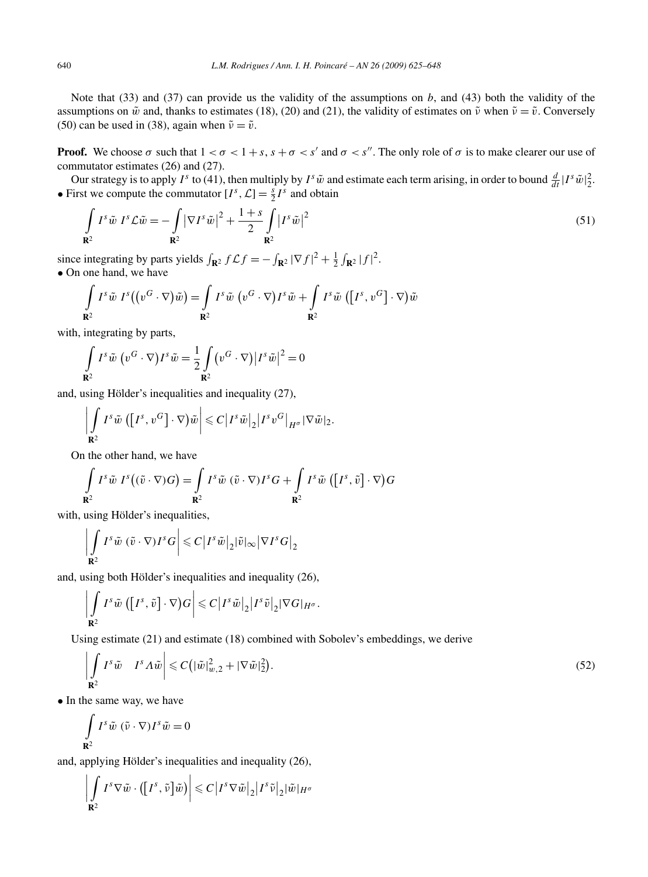Note that (33) and (37) can provide us the validity of the assumptions on $b$, and (43) both the validity of the assumptions on $\tilde{w}$ and, thanks to estimates (18), (20) and (21), the validity of estimates on $\tilde{\nu}$ when $\tilde{\nu} = \tilde{v}$. Conversely (50) can be used in (38), again when $\tilde{\nu} = \tilde{v}$.

**Proof.** We choose $\sigma$ such that $1 < \sigma < 1 + s$, $s + \sigma < s'$ and $\sigma < s''$. The only role of $\sigma$ is to make clearer our use of commutator estimates (26) and (27).

Our strategy is to apply $I^s$ to (41), then multiply by $I^s \tilde{w}$ and estimate each term arising, in order to bound $\frac{d}{dt}|I^s \tilde{w}|_2^2$.

• First we compute the commutator $[I^s, \mathcal{L}] = \frac{s}{2} I^s$ and obtain

$$\int_{\mathbf{R}^2} I^s \tilde{w}\; I^s \mathcal{L} \tilde{w} = -\int_{\mathbf{R}^2} \left|\nabla I^s \tilde{w}\right|^2 + \frac{1+s}{2} \int_{\mathbf{R}^2} \left|I^s \tilde{w}\right|^2 \tag{51}$$

since integrating by parts yields $\int_{\mathbf{R}^2} f \mathcal{L} f = -\int_{\mathbf{R}^2} |\nabla f|^2 + \frac{1}{2}\int_{\mathbf{R}^2} |f|^2$.

• On one hand, we have

$$\int_{\mathbf{R}^2} I^s \tilde{w}\; I^s\big(\big(v^G \cdot \nabla\big)\tilde{w}\big) = \int_{\mathbf{R}^2} I^s \tilde{w}\; \big(v^G \cdot \nabla\big) I^s \tilde{w} + \int_{\mathbf{R}^2} I^s \tilde{w}\; \big(\big[I^s, v^G\big] \cdot \nabla\big)\tilde{w}$$

with, integrating by parts,

$$\int_{\mathbf{R}^2} I^s \tilde{w}\; \big(v^G \cdot \nabla\big) I^s \tilde{w} = \frac{1}{2}\int_{\mathbf{R}^2} \big(v^G \cdot \nabla\big)\left|I^s \tilde{w}\right|^2 = 0$$

and, using Hölder's inequalities and inequality (27),

$$\left|\int_{\mathbf{R}^2} I^s \tilde{w}\; \big(\big[I^s, v^G\big] \cdot \nabla\big)\tilde{w}\right| \leqslant C\left|I^s \tilde{w}\right|_2 \left|I^s v^G\right|_{H^\sigma} |\nabla \tilde{w}|_2.$$

On the other hand, we have

$$\int_{\mathbf{R}^2} I^s \tilde{w}\; I^s\big((\tilde{v} \cdot \nabla) G\big) = \int_{\mathbf{R}^2} I^s \tilde{w}\; (\tilde{v} \cdot \nabla) I^s G + \int_{\mathbf{R}^2} I^s \tilde{w}\; \big(\big[I^s, \tilde{v}\big] \cdot \nabla\big) G$$

with, using Hölder's inequalities,

$$\left|\int_{\mathbf{R}^2} I^s \tilde{w}\; (\tilde{v} \cdot \nabla) I^s G\right| \leqslant C\left|I^s \tilde{w}\right|_2 |\tilde{v}|_\infty \left|\nabla I^s G\right|_2$$

and, using both Hölder's inequalities and inequality (26),

$$\left|\int_{\mathbf{R}^2} I^s \tilde{w}\; \big(\big[I^s, \tilde{v}\big] \cdot \nabla\big) G\right| \leqslant C\left|I^s \tilde{w}\right|_2 \left|I^s \tilde{v}\right|_2 |\nabla G|_{H^\sigma}.$$

Using estimate (21) and estimate (18) combined with Sobolev's embeddings, we derive

$$\left|\int_{\mathbf{R}^2} I^s \tilde{w} \quad I^s \Lambda \tilde{w}\right| \leqslant C\big(|\tilde{w}|_{w,2}^2 + |\nabla \tilde{w}|_2^2\big). \tag{52}$$

• In the same way, we have

$$\int_{\mathbf{R}^2} I^s \tilde{w}\; (\tilde{\nu} \cdot \nabla) I^s \tilde{w} = 0$$

and, applying Hölder's inequalities and inequality (26),

$$\left|\int_{\mathbf{R}^2} I^s \nabla \tilde{w} \cdot \big(\big[I^s, \tilde{\nu}\big]\tilde{w}\big)\right| \leqslant C\left|I^s \nabla \tilde{w}\right|_2 \left|I^s \tilde{\nu}\right|_2 |\tilde{w}|_{H^\sigma}$$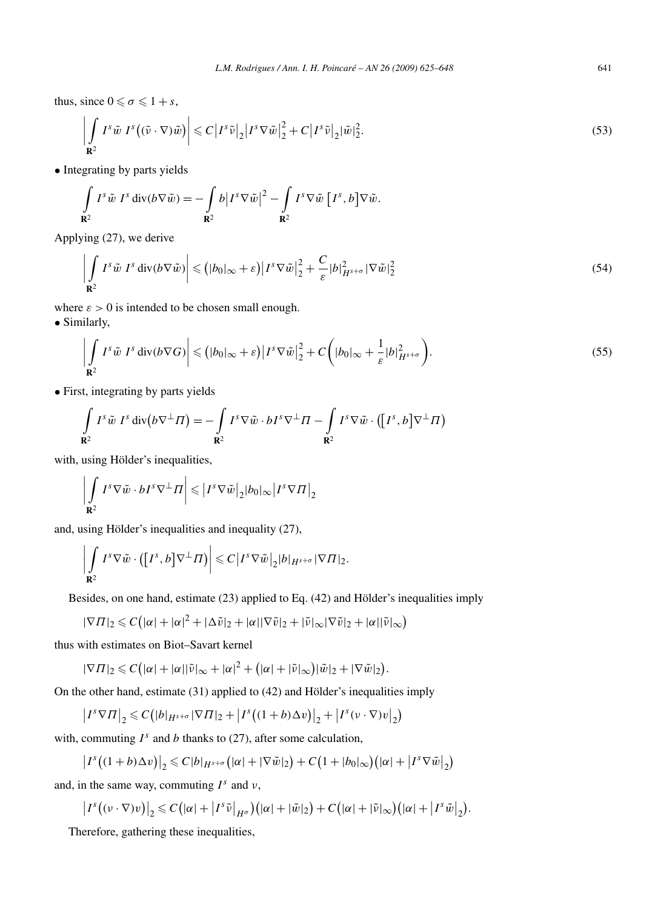thus, since $0 \leqslant \sigma \leqslant 1+s$,

$$\left|\int_{\mathbf{R}^2} I^s\tilde{w}\, I^s\big((\tilde{v}\cdot\nabla)\tilde{w}\big)\right| \leqslant C\big|I^s\tilde{v}\big|_2\big|I^s\nabla\tilde{w}\big|_2^2 + C\big|I^s\tilde{v}\big|_2|\tilde{w}|_2^2. \tag{53}$$

• Integrating by parts yields

$$\int_{\mathbf{R}^2} I^s\tilde{w}\, I^s \operatorname{div}(b\nabla\tilde{w}) = -\int_{\mathbf{R}^2} b\big|I^s\nabla\tilde{w}\big|^2 - \int_{\mathbf{R}^2} I^s\nabla\tilde{w}\,\big[I^s, b\big]\nabla\tilde{w}.$$

Applying (27), we derive

$$\left|\int_{\mathbf{R}^2} I^s\tilde{w}\, I^s \operatorname{div}(b\nabla\tilde{w})\right| \leqslant \big(|b_0|_\infty + \varepsilon\big)\big|I^s\nabla\tilde{w}\big|_2^2 + \frac{C}{\varepsilon}|b|_{H^{s+\sigma}}^2|\nabla\tilde{w}|_2^2 \tag{54}$$

where $\varepsilon > 0$ is intended to be chosen small enough.

• Similarly,

$$\left|\int_{\mathbf{R}^2} I^s\tilde{w}\, I^s \operatorname{div}(b\nabla G)\right| \leqslant \big(|b_0|_\infty + \varepsilon\big)\big|I^s\nabla\tilde{w}\big|_2^2 + C\left(|b_0|_\infty + \frac{1}{\varepsilon}|b|_{H^{s+\sigma}}^2\right). \tag{55}$$

• First, integrating by parts yields

$$\int_{\mathbf{R}^2} I^s\tilde{w}\, I^s \operatorname{div}\big(b\nabla^\perp\Pi\big) = -\int_{\mathbf{R}^2} I^s\nabla\tilde{w}\cdot bI^s\nabla^\perp\Pi - \int_{\mathbf{R}^2} I^s\nabla\tilde{w}\cdot\big(\big[I^s, b\big]\nabla^\perp\Pi\big)$$

with, using Hölder's inequalities,

$$\left|\int_{\mathbf{R}^2} I^s\nabla\tilde{w}\cdot bI^s\nabla^\perp\Pi\right| \leqslant \big|I^s\nabla\tilde{w}\big|_2|b_0|_\infty\big|I^s\nabla\Pi\big|_2$$

and, using Hölder's inequalities and inequality (27),

$$\left|\int_{\mathbf{R}^2} I^s\nabla\tilde{w}\cdot\big(\big[I^s, b\big]\nabla^\perp\Pi\big)\right| \leqslant C\big|I^s\nabla\tilde{w}\big|_2|b|_{H^{s+\sigma}}|\nabla\Pi|_2.$$

Besides, on one hand, estimate (23) applied to Eq. (42) and Hölder's inequalities imply

$$|\nabla\Pi|_2 \leqslant C\big(|\alpha| + |\alpha|^2 + |\Delta\tilde{v}|_2 + |\alpha||\nabla\tilde{v}|_2 + |\tilde{v}|_\infty|\nabla\tilde{v}|_2 + |\alpha||\tilde{v}|_\infty\big)$$

thus with estimates on Biot–Savart kernel

$$|\nabla\Pi|_2 \leqslant C\big(|\alpha| + |\alpha||\tilde{v}|_\infty + |\alpha|^2 + \big(|\alpha| + |\tilde{v}|_\infty\big)|\tilde{w}|_2 + |\nabla\tilde{w}|_2\big).$$

On the other hand, estimate (31) applied to (42) and Hölder's inequalities imply

$$\big|I^s\nabla\Pi\big|_2 \leqslant C\big(|b|_{H^{s+\sigma}}|\nabla\Pi|_2 + \big|I^s\big((1+b)\Delta v\big)\big|_2 + \big|I^s(v\cdot\nabla)v\big|_2\big)$$

with, commuting $I^s$ and $b$ thanks to (27), after some calculation,

$$\big|I^s\big((1+b)\Delta v\big)\big|_2 \leqslant C|b|_{H^{s+\sigma}}\big(|\alpha| + |\nabla\tilde{w}|_2\big) + C\big(1 + |b_0|_\infty\big)\big(|\alpha| + \big|I^s\nabla\tilde{w}\big|_2\big)$$

and, in the same way, commuting $I^s$ and $v$,

$$\big|I^s\big((v\cdot\nabla)v\big)\big|_2 \leqslant C\big(|\alpha| + \big|I^s\tilde{v}\big|_{H^\sigma}\big)\big(|\alpha| + |\tilde{w}|_2\big) + C\big(|\alpha| + |\tilde{v}|_\infty\big)\big(|\alpha| + \big|I^s\tilde{w}\big|_2\big).$$

Therefore, gathering these inequalities,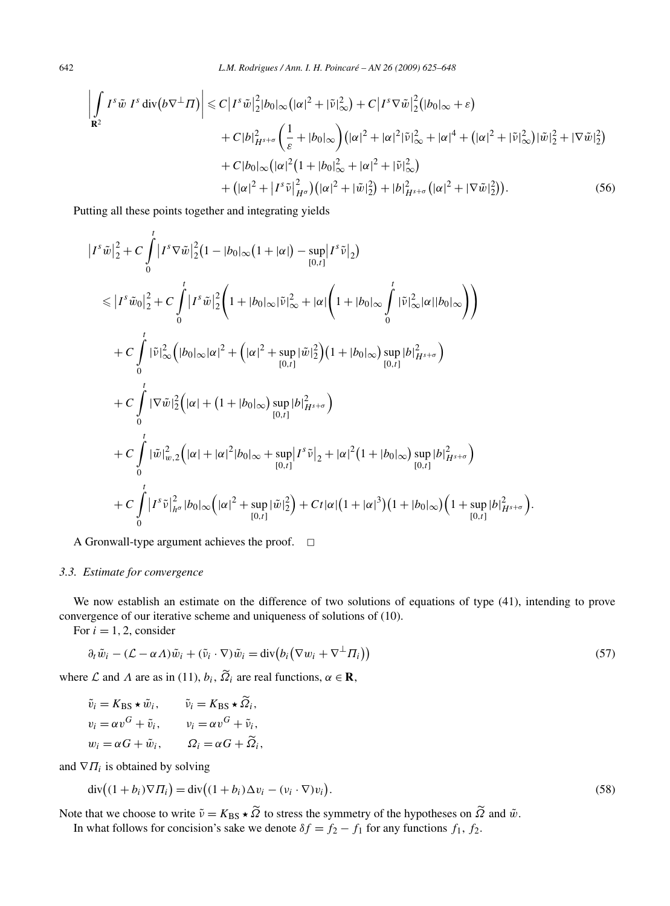$$
\begin{aligned}
\left|\int_{\mathbf{R}^2} I^s\tilde{w}\; I^s \operatorname{div}\big(b\nabla^\perp \Pi\big)\right| \leqslant{}& C\big|I^s\tilde{w}\big|_2^2|b_0|_\infty\big(|\alpha|^2+|\tilde{v}|_\infty^2\big)+C\big|I^s\nabla\tilde{w}\big|_2^2\big(|b_0|_\infty+\varepsilon\big)\\
&+C|b|_{H^{s+\sigma}}^2\left(\frac{1}{\varepsilon}+|b_0|_\infty\right)\big(|\alpha|^2+|\alpha|^2|\tilde{v}|_\infty^2+|\alpha|^4+\big(|\alpha|^2+|\tilde{v}|_\infty^2\big)|\tilde{w}|_2^2+|\nabla\tilde{w}|_2^2\big)\\
&+C|b_0|_\infty\big(|\alpha|^2\big(1+|b_0|_\infty^2+|\alpha|^2+|\tilde{v}|_\infty^2\big)\\
&+\big(|\alpha|^2+\big|I^s\tilde{v}\big|_{H^\sigma}^2\big)\big(|\alpha|^2+|\tilde{w}|_2^2\big)+|b|_{H^{s+\sigma}}^2\big(|\alpha|^2+|\nabla\tilde{w}|_2^2\big)\big).
\end{aligned}
\tag{56}
$$

Putting all these points together and integrating yields

$$
\begin{aligned}
&\big|I^s\tilde{w}\big|_2^2+C\int_0^t\big|I^s\nabla\tilde{w}\big|_2^2\Big(1-|b_0|_\infty\big(1+|\alpha|\big)-\sup_{[0,t]}\big|I^s\tilde{v}\big|_2\Big)\\
&\quad\leqslant \big|I^s\tilde{w}_0\big|_2^2+C\int_0^t\big|I^s\tilde{w}\big|_2^2\left(1+|b_0|_\infty|\tilde{v}|_\infty^2+|\alpha|\left(1+|b_0|_\infty\int_0^t|\tilde{v}|_\infty^2|\alpha||b_0|_\infty\right)\right)\\
&\qquad+C\int_0^t|\tilde{v}|_\infty^2\Big(|b_0|_\infty|\alpha|^2+\Big(|\alpha|^2+\sup_{[0,t]}|\tilde{w}|_2^2\Big)\big(1+|b_0|_\infty\big)\sup_{[0,t]}|b|_{H^{s+\sigma}}^2\Big)\\
&\qquad+C\int_0^t|\nabla\tilde{w}|_2^2\Big(|\alpha|+\big(1+|b_0|_\infty\big)\sup_{[0,t]}|b|_{H^{s+\sigma}}^2\Big)\\
&\qquad+C\int_0^t|\tilde{w}|_{w,2}^2\Big(|\alpha|+|\alpha|^2|b_0|_\infty+\sup_{[0,t]}\big|I^s\tilde{v}\big|_2+|\alpha|^2\big(1+|b_0|_\infty\big)\sup_{[0,t]}|b|_{H^{s+\sigma}}^2\Big)\\
&\qquad+C\int_0^t\big|I^s\tilde{v}\big|_{h^\sigma}^2|b_0|_\infty\Big(|\alpha|^2+\sup_{[0,t]}|\tilde{w}|_2^2\Big)+Ct|\alpha|\big(1+|\alpha|^3\big)\big(1+|b_0|_\infty\big)\Big(1+\sup_{[0,t]}|b|_{H^{s+\sigma}}^2\Big).
\end{aligned}
$$

A Gronwall-type argument achieves the proof. □

### 3.3. Estimate for convergence

We now establish an estimate on the difference of two solutions of equations of type (41), intending to prove convergence of our iterative scheme and uniqueness of solutions of (10).

For $i=1,2$, consider

$$
\partial_t\tilde{w}_i-(\mathcal{L}-\alpha\Lambda)\tilde{w}_i+(\tilde{v}_i\cdot\nabla)\tilde{w}_i=\operatorname{div}\big(b_i\big(\nabla w_i+\nabla^\perp\Pi_i\big)\big)
\tag{57}
$$

where $\mathcal{L}$ and $\Lambda$ are as in (11), $b_i$, $\widetilde{\Omega}_i$ are real functions, $\alpha\in\mathbf{R}$,

$$
\begin{aligned}
\tilde{v}_i&=K_{\mathrm{BS}}\star\tilde{w}_i, & \tilde{\nu}_i&=K_{\mathrm{BS}}\star\widetilde{\Omega}_i,\\
v_i&=\alpha v^G+\tilde{v}_i, & \nu_i&=\alpha v^G+\tilde{\nu}_i,\\
w_i&=\alpha G+\tilde{w}_i, & \Omega_i&=\alpha G+\widetilde{\Omega}_i,
\end{aligned}
$$

and $\nabla\Pi_i$ is obtained by solving

$$
\operatorname{div}\big((1+b_i)\nabla\Pi_i\big)=\operatorname{div}\big((1+b_i)\Delta\nu_i-(\nu_i\cdot\nabla)\nu_i\big).
\tag{58}
$$

Note that we choose to write $\tilde{\nu}=K_{\mathrm{BS}}\star\widetilde{\Omega}$ to stress the symmetry of the hypotheses on $\widetilde{\Omega}$ and $\tilde{w}$.

In what follows for concision's sake we denote $\delta f=f_2-f_1$ for any functions $f_1$, $f_2$.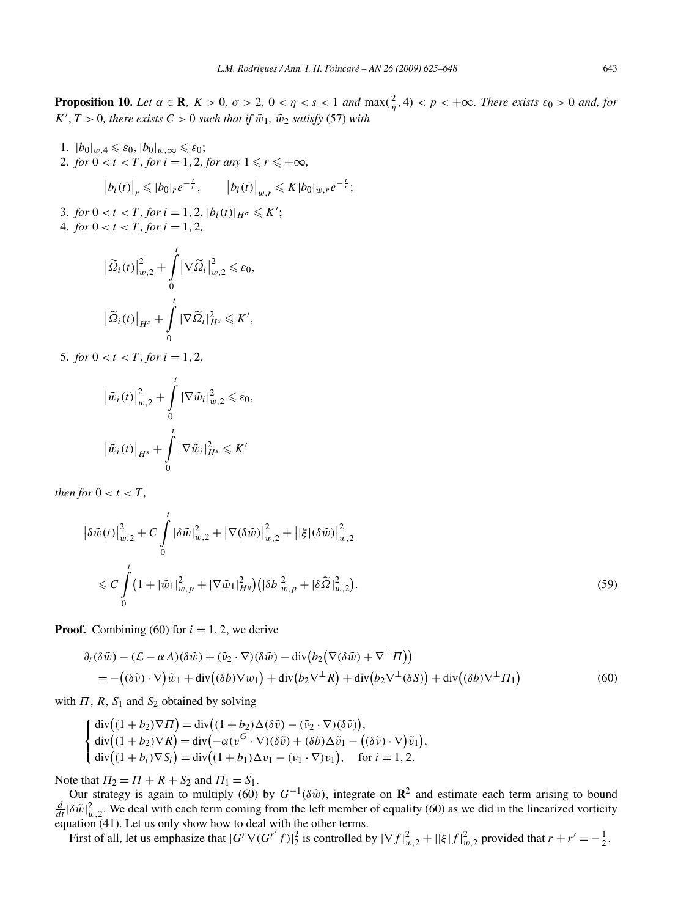**Proposition 10.** *Let $\alpha \in \mathbf{R}$, $K > 0$, $\sigma > 2$, $0 < \eta < s < 1$ and $\max(\frac{2}{\eta}, 4) < p < +\infty$. There exists $\varepsilon_0 > 0$ and, for $K'$, $T > 0$, there exists $C > 0$ such that if $\tilde{w}_1$, $\tilde{w}_2$ satisfy* (57) *with*

1. $|b_0|_{w,4} \leqslant \varepsilon_0$, $|b_0|_{w,\infty} \leqslant \varepsilon_0$;
2. *for $0 < t < T$, for $i = 1, 2$, for any $1 \leqslant r \leqslant +\infty$,*
$$\big|b_i(t)\big|_r \leqslant |b_0|_r e^{-\frac{t}{r}}, \qquad \big|b_i(t)\big|_{w,r} \leqslant K|b_0|_{w,r} e^{-\frac{t}{r}};$$
3. *for $0 < t < T$, for $i = 1, 2$, $|b_i(t)|_{H^\sigma} \leqslant K'$;*
4. *for $0 < t < T$, for $i = 1, 2$,*
$$\big|\widetilde{\Omega}_i(t)\big|_{w,2}^2 + \int_0^t \big|\nabla \widetilde{\Omega}_i\big|_{w,2}^2 \leqslant \varepsilon_0,$$
$$\big|\widetilde{\Omega}_i(t)\big|_{H^s} + \int_0^t |\nabla \widetilde{\Omega}_i|_{H^s}^2 \leqslant K',$$
5. *for $0 < t < T$, for $i = 1, 2$,*
$$\big|\tilde{w}_i(t)\big|_{w,2}^2 + \int_0^t |\nabla \tilde{w}_i|_{w,2}^2 \leqslant \varepsilon_0,$$
$$\big|\tilde{w}_i(t)\big|_{H^s} + \int_0^t |\nabla \tilde{w}_i|_{H^s}^2 \leqslant K'$$

*then for $0 < t < T$,*

$$\begin{aligned}
&\big|\delta\tilde{w}(t)\big|_{w,2}^2 + C\int_0^t |\delta\tilde{w}|_{w,2}^2 + \big|\nabla(\delta\tilde{w})\big|_{w,2}^2 + \big||\xi|(\delta\tilde{w})\big|_{w,2}^2 \\
&\quad\leqslant C\int_0^t \big(1 + |\tilde{w}_1|_{w,p}^2 + |\nabla\tilde{w}_1|_{H^\eta}^2\big)\big(|\delta b|_{w,p}^2 + |\delta\widetilde{\Omega}|_{w,2}^2\big).
\end{aligned} \tag{59}$$

**Proof.** Combining (60) for $i = 1, 2$, we derive

$$\begin{aligned}
&\partial_t(\delta\tilde{w}) - (\mathcal{L} - \alpha\Lambda)(\delta\tilde{w}) + (\tilde{v}_2 \cdot \nabla)(\delta\tilde{w}) - \operatorname{div}\big(b_2\big(\nabla(\delta\tilde{w}) + \nabla^\perp\Pi\big)\big) \\
&\quad= -\big((\delta\tilde{v}) \cdot \nabla\big)\tilde{w}_1 + \operatorname{div}\big((\delta b)\nabla w_1\big) + \operatorname{div}\big(b_2\nabla^\perp R\big) + \operatorname{div}\big(b_2\nabla^\perp(\delta S)\big) + \operatorname{div}\big((\delta b)\nabla^\perp\Pi_1\big)
\end{aligned} \tag{60}$$

with $\Pi$, $R$, $S_1$ and $S_2$ obtained by solving

$$\begin{cases}
\operatorname{div}\big((1+b_2)\nabla\Pi\big) = \operatorname{div}\big((1+b_2)\Delta(\delta\tilde{v}) - (\tilde{v}_2 \cdot \nabla)(\delta\tilde{v})\big), \\
\operatorname{div}\big((1+b_2)\nabla R\big) = \operatorname{div}\big(-\alpha(v^G \cdot \nabla)(\delta\tilde{v}) + (\delta b)\Delta\tilde{v}_1 - \big((\delta\tilde{v}) \cdot \nabla\big)\tilde{v}_1\big), \\
\operatorname{div}\big((1+b_i)\nabla S_i\big) = \operatorname{div}\big((1+b_1)\Delta v_1 - (v_1 \cdot \nabla)v_1\big), \quad \text{for } i = 1, 2.
\end{cases}$$

Note that $\Pi_2 = \Pi + R + S_2$ and $\Pi_1 = S_1$.

Our strategy is again to multiply (60) by $G^{-1}(\delta\tilde{w})$, integrate on $\mathbf{R}^2$ and estimate each term arising to bound $\frac{d}{dt}|\delta\tilde{w}|_{w,2}^2$. We deal with each term coming from the left member of equality (60) as we did in the linearized vorticity equation (41). Let us only show how to deal with the other terms.

First of all, let us emphasize that $|G^r\nabla(G^{r'}f)|_2^2$ is controlled by $|\nabla f|_{w,2}^2 + ||\xi|f|_{w,2}^2$ provided that $r + r' = -\frac{1}{2}$.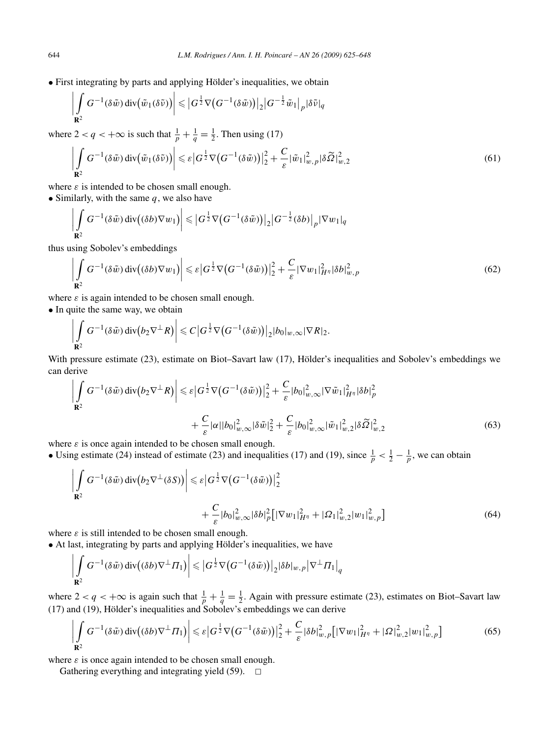• First integrating by parts and applying Hölder's inequalities, we obtain

$$\left| \int_{\mathbf{R}^2} G^{-1}(\delta\tilde{w}) \operatorname{div}\big(\tilde{w}_1(\delta\tilde{v})\big) \right| \leqslant \big|G^{\frac{1}{2}} \nabla\big(G^{-1}(\delta\tilde{w})\big)\big|_2 \big|G^{-\frac{1}{2}}\tilde{w}_1\big|_p |\delta\tilde{v}|_q$$

where $2 < q < +\infty$ is such that $\frac{1}{p} + \frac{1}{q} = \frac{1}{2}$. Then using (17)

$$\left| \int_{\mathbf{R}^2} G^{-1}(\delta\tilde{w}) \operatorname{div}\big(\tilde{w}_1(\delta\tilde{v})\big) \right| \leqslant \varepsilon \big|G^{\frac{1}{2}} \nabla\big(G^{-1}(\delta\tilde{w})\big)\big|_2^2 + \frac{C}{\varepsilon} |\tilde{w}_1|_{w,p}^2 |\delta\widetilde{\Omega}|_{w,2}^2 \tag{61}$$

where $\varepsilon$ is intended to be chosen small enough.

• Similarly, with the same $q$, we also have

$$\left| \int_{\mathbf{R}^2} G^{-1}(\delta\tilde{w}) \operatorname{div}\big((\delta b)\nabla w_1\big) \right| \leqslant \big|G^{\frac{1}{2}} \nabla\big(G^{-1}(\delta\tilde{w})\big)\big|_2 \big|G^{-\frac{1}{2}}(\delta b)\big|_p |\nabla w_1|_q$$

thus using Sobolev's embeddings

$$\left| \int_{\mathbf{R}^2} G^{-1}(\delta\tilde{w}) \operatorname{div}\big((\delta b)\nabla w_1\big) \right| \leqslant \varepsilon \big|G^{\frac{1}{2}} \nabla\big(G^{-1}(\delta\tilde{w})\big)\big|_2^2 + \frac{C}{\varepsilon} |\nabla w_1|_{H^\eta}^2 |\delta b|_{w,p}^2 \tag{62}$$

where $\varepsilon$ is again intended to be chosen small enough.

• In quite the same way, we obtain

$$\left| \int_{\mathbf{R}^2} G^{-1}(\delta\tilde{w}) \operatorname{div}\big(b_2 \nabla^\perp R\big) \right| \leqslant C \big|G^{\frac{1}{2}} \nabla\big(G^{-1}(\delta\tilde{w})\big)\big|_2 |b_0|_{w,\infty} |\nabla R|_2.$$

With pressure estimate (23), estimate on Biot–Savart law (17), Hölder's inequalities and Sobolev's embeddings we can derive

$$\begin{aligned}
\left| \int_{\mathbf{R}^2} G^{-1}(\delta\tilde{w}) \operatorname{div}\big(b_2 \nabla^\perp R\big) \right| &\leqslant \varepsilon \big|G^{\frac{1}{2}} \nabla\big(G^{-1}(\delta\tilde{w})\big)\big|_2^2 + \frac{C}{\varepsilon} |b_0|_{w,\infty}^2 |\nabla\tilde{w}_1|_{H^\eta}^2 |\delta b|_p^2 \\
&\quad + \frac{C}{\varepsilon} |\alpha| |b_0|_{w,\infty}^2 |\delta\tilde{w}|_2^2 + \frac{C}{\varepsilon} |b_0|_{w,\infty}^2 |\tilde{w}_1|_{w,2}^2 |\delta\widetilde{\Omega}|_{w,2}^2
\end{aligned} \tag{63}$$

where $\varepsilon$ is once again intended to be chosen small enough.

• Using estimate (24) instead of estimate (23) and inequalities (17) and (19), since $\frac{1}{p} < \frac{1}{2} - \frac{1}{p}$, we can obtain

$$\begin{aligned}
\left| \int_{\mathbf{R}^2} G^{-1}(\delta\tilde{w}) \operatorname{div}\big(b_2 \nabla^\perp(\delta S)\big) \right| &\leqslant \varepsilon \big|G^{\frac{1}{2}} \nabla\big(G^{-1}(\delta\tilde{w})\big)\big|_2^2 \\
&\quad + \frac{C}{\varepsilon} |b_0|_{w,\infty}^2 |\delta b|_p^2 \big[|\nabla w_1|_{H^\eta}^2 + |\Omega_1|_{w,2}^2 |w_1|_{w,p}^2\big]
\end{aligned} \tag{64}$$

where $\varepsilon$ is still intended to be chosen small enough.

• At last, integrating by parts and applying Hölder's inequalities, we have

$$\left| \int_{\mathbf{R}^2} G^{-1}(\delta\tilde{w}) \operatorname{div}\big((\delta b)\nabla^\perp \Pi_1\big) \right| \leqslant \big|G^{\frac{1}{2}} \nabla\big(G^{-1}(\delta\tilde{w})\big)\big|_2 |\delta b|_{w,p} \big|\nabla^\perp \Pi_1\big|_q$$

where $2 < q < +\infty$ is again such that $\frac{1}{p} + \frac{1}{q} = \frac{1}{2}$. Again with pressure estimate (23), estimates on Biot–Savart law (17) and (19), Hölder's inequalities and Sobolev's embeddings we can derive

$$\left| \int_{\mathbf{R}^2} G^{-1}(\delta\tilde{w}) \operatorname{div}\big((\delta b)\nabla^\perp \Pi_1\big) \right| \leqslant \varepsilon \big|G^{\frac{1}{2}} \nabla\big(G^{-1}(\delta\tilde{w})\big)\big|_2^2 + \frac{C}{\varepsilon} |\delta b|_{w,p}^2 \big[|\nabla w_1|_{H^\eta}^2 + |\Omega|_{w,2}^2 |w_1|_{w,p}^2\big] \tag{65}$$

where $\varepsilon$ is once again intended to be chosen small enough.

Gathering everything and integrating yield (59). $\square$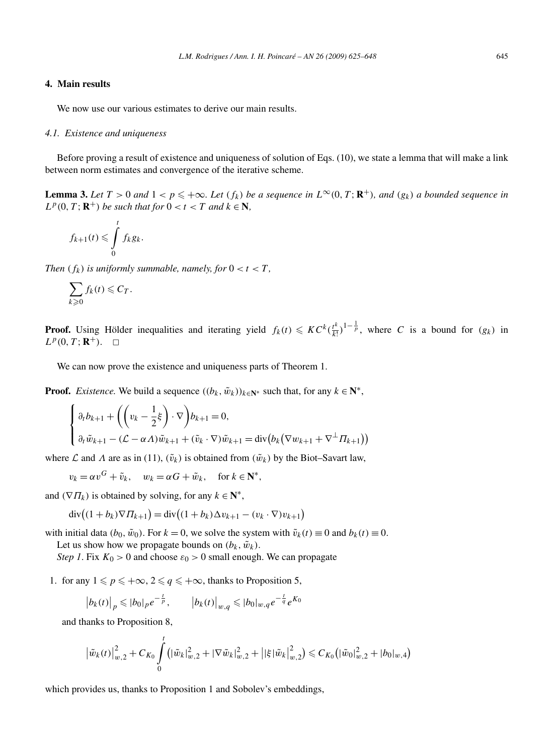## 4. Main results

We now use our various estimates to derive our main results.

### 4.1. Existence and uniqueness

Before proving a result of existence and uniqueness of solution of Eqs. (10), we state a lemma that will make a link between norm estimates and convergence of the iterative scheme.

**Lemma 3.** *Let $T > 0$ and $1 < p \leqslant +\infty$. Let $(f_k)$ be a sequence in $L^\infty(0,T;\mathbf{R}^+)$, and $(g_k)$ a bounded sequence in $L^p(0,T;\mathbf{R}^+)$ be such that for $0 < t < T$ and $k \in \mathbf{N}$,*

$$f_{k+1}(t) \leqslant \int_0^t f_k g_k.$$

*Then $(f_k)$ is uniformly summable, namely, for $0 < t < T$,*

$$\sum_{k \geqslant 0} f_k(t) \leqslant C_T.$$

**Proof.** Using Hölder inequalities and iterating yield $f_k(t) \leqslant K C^k (\frac{t^k}{k!})^{1-\frac{1}{p}}$, where $C$ is a bound for $(g_k)$ in $L^p(0,T;\mathbf{R}^+)$. $\square$

We can now prove the existence and uniqueness parts of Theorem 1.

**Proof.** *Existence.* We build a sequence $((b_k, \tilde{w}_k))_{k \in \mathbf{N}^*}$ such that, for any $k \in \mathbf{N}^*$,

$$\begin{cases} \partial_t b_{k+1} + \left(\left(v_k - \frac{1}{2}\xi\right)\cdot \nabla\right) b_{k+1} = 0, \\ \partial_t \tilde{w}_{k+1} - (\mathcal{L} - \alpha\Lambda)\tilde{w}_{k+1} + (\tilde{v}_k \cdot \nabla)\tilde{w}_{k+1} = \operatorname{div}\big(b_k\big(\nabla w_{k+1} + \nabla^\perp \Pi_{k+1}\big)\big) \end{cases}$$

where $\mathcal{L}$ and $\Lambda$ are as in (11), $(\tilde{v}_k)$ is obtained from $(\tilde{w}_k)$ by the Biot–Savart law,

$$v_k = \alpha v^G + \tilde{v}_k, \quad w_k = \alpha G + \tilde{w}_k, \quad \text{for } k \in \mathbf{N}^*,$$

and $(\nabla \Pi_k)$ is obtained by solving, for any $k \in \mathbf{N}^*$,

$$\operatorname{div}\big((1+b_k)\nabla \Pi_{k+1}\big) = \operatorname{div}\big((1+b_k)\Delta v_{k+1} - (v_k \cdot \nabla) v_{k+1}\big)$$

with initial data $(b_0, \tilde{w}_0)$. For $k = 0$, we solve the system with $\tilde{v}_k(t) \equiv 0$ and $b_k(t) \equiv 0$.

Let us show how we propagate bounds on $(b_k, \tilde{w}_k)$.

*Step 1.* Fix $K_0 > 0$ and choose $\varepsilon_0 > 0$ small enough. We can propagate

1. for any $1 \leqslant p \leqslant +\infty$, $2 \leqslant q \leqslant +\infty$, thanks to Proposition 5,

$$\big|b_k(t)\big|_p \leqslant |b_0|_p e^{-\frac{t}{p}}, \qquad \big|b_k(t)\big|_{w,q} \leqslant |b_0|_{w,q} e^{-\frac{t}{q}} e^{K_0}$$

and thanks to Proposition 8,

$$\big|\tilde{w}_k(t)\big|_{w,2}^2 + C_{K_0}\int_0^t \big(|\tilde{w}_k|_{w,2}^2 + |\nabla \tilde{w}_k|_{w,2}^2 + \big||\xi|\tilde{w}_k\big|_{w,2}^2\big) \leqslant C_{K_0}\big(|\tilde{w}_0|_{w,2}^2 + |b_0|_{w,4}\big)$$

which provides us, thanks to Proposition 1 and Sobolev's embeddings,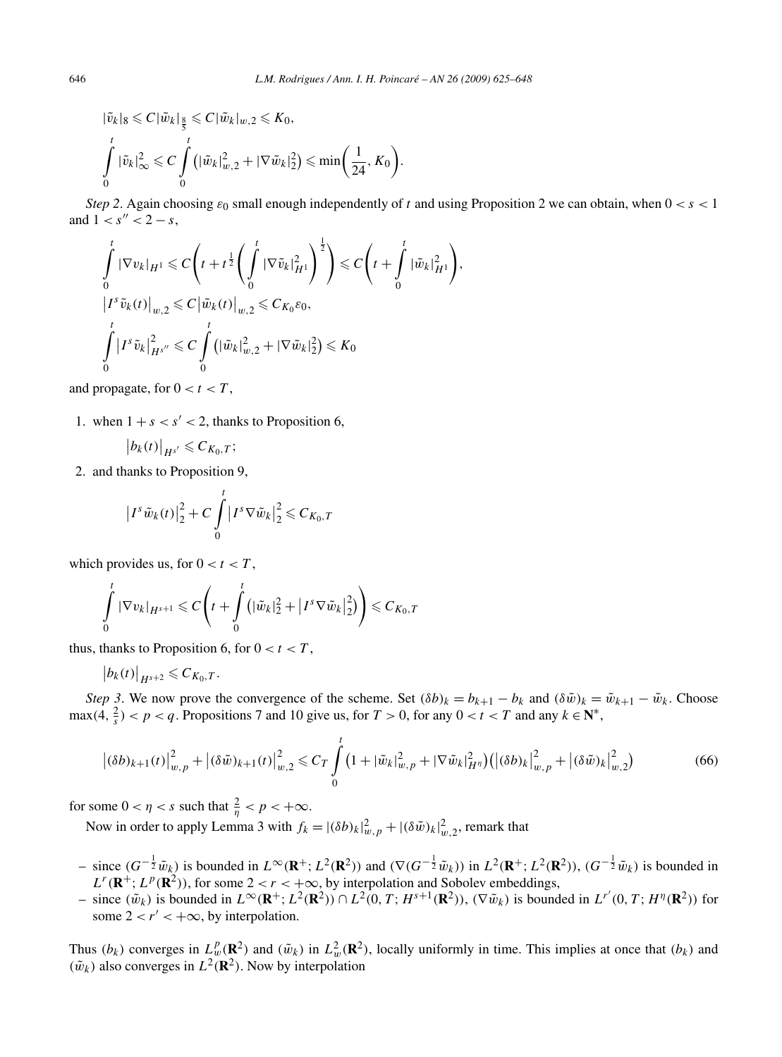$$|\tilde{v}_k|_8 \leqslant C|\tilde{w}_k|_{\frac{8}{5}} \leqslant C|\tilde{w}_k|_{w,2} \leqslant K_0,$$

$$\int_0^t |\tilde{v}_k|_\infty^2 \leqslant C\int_0^t \left(|\tilde{w}_k|_{w,2}^2 + |\nabla\tilde{w}_k|_2^2\right) \leqslant \min\left(\frac{1}{24}, K_0\right).$$

*Step 2*. Again choosing $\varepsilon_0$ small enough independently of $t$ and using Proposition 2 we can obtain, when $0 < s < 1$ and $1 < s'' < 2 - s$,

$$\int_0^t |\nabla v_k|_{H^1} \leqslant C\left(t + t^{\frac{1}{2}}\left(\int_0^t |\nabla\tilde{v}_k|_{H^1}^2\right)^{\frac{1}{2}}\right) \leqslant C\left(t + \int_0^t |\tilde{w}_k|_{H^1}^2\right),$$

$$\left|I^s\tilde{v}_k(t)\right|_{w,2} \leqslant C\left|\tilde{w}_k(t)\right|_{w,2} \leqslant C_{K_0}\varepsilon_0,$$

$$\int_0^t \left|I^s\tilde{v}_k\right|_{H^{s''}}^2 \leqslant C\int_0^t \left(|\tilde{w}_k|_{w,2}^2 + |\nabla\tilde{w}_k|_2^2\right) \leqslant K_0$$

and propagate, for $0 < t < T$,

1. when $1 + s < s' < 2$, thanks to Proposition 6,

$$\left|b_k(t)\right|_{H^{s'}} \leqslant C_{K_0,T};$$

2. and thanks to Proposition 9,

$$\left|I^s\tilde{w}_k(t)\right|_2^2 + C\int_0^t \left|I^s\nabla\tilde{w}_k\right|_2^2 \leqslant C_{K_0,T}$$

which provides us, for $0 < t < T$,

$$\int_0^t |\nabla v_k|_{H^{s+1}} \leqslant C\left(t + \int_0^t \left(|\tilde{w}_k|_2^2 + \left|I^s\nabla\tilde{w}_k\right|_2^2\right)\right) \leqslant C_{K_0,T}$$

thus, thanks to Proposition 6, for $0 < t < T$,

$$\left|b_k(t)\right|_{H^{s+2}} \leqslant C_{K_0,T}.$$

*Step 3*. We now prove the convergence of the scheme. Set $(\delta b)_k = b_{k+1} - b_k$ and $(\delta\tilde{w})_k = \tilde{w}_{k+1} - \tilde{w}_k$. Choose $\max(4, \frac{2}{s}) < p < q$. Propositions 7 and 10 give us, for $T > 0$, for any $0 < t < T$ and any $k \in \mathbf{N}^*$,

$$\left|(\delta b)_{k+1}(t)\right|_{w,p}^2 + \left|(\delta\tilde{w})_{k+1}(t)\right|_{w,2}^2 \leqslant C_T\int_0^t \left(1 + |\tilde{w}_k|_{w,p}^2 + |\nabla\tilde{w}_k|_{H^\eta}^2\right)\left(\left|(\delta b)_k\right|_{w,p}^2 + \left|(\delta\tilde{w})_k\right|_{w,2}^2\right) \tag{66}$$

for some $0 < \eta < s$ such that $\frac{2}{\eta} < p < +\infty$.

Now in order to apply Lemma 3 with $f_k = |(\delta b)_k|_{w,p}^2 + |(\delta\tilde{w})_k|_{w,2}^2$, remark that

- since $(G^{-\frac{1}{2}}\tilde{w}_k)$ is bounded in $L^\infty(\mathbf{R}^+; L^2(\mathbf{R}^2))$ and $(\nabla(G^{-\frac{1}{2}}\tilde{w}_k))$ in $L^2(\mathbf{R}^+; L^2(\mathbf{R}^2))$, $(G^{-\frac{1}{2}}\tilde{w}_k)$ is bounded in $L^r(\mathbf{R}^+; L^p(\mathbf{R}^2))$, for some $2 < r < +\infty$, by interpolation and Sobolev embeddings,
- since $(\tilde{w}_k)$ is bounded in $L^\infty(\mathbf{R}^+; L^2(\mathbf{R}^2)) \cap L^2(0, T; H^{s+1}(\mathbf{R}^2))$, $(\nabla\tilde{w}_k)$ is bounded in $L^{r'}(0, T; H^\eta(\mathbf{R}^2))$ for some $2 < r' < +\infty$, by interpolation.

Thus $(b_k)$ converges in $L_w^p(\mathbf{R}^2)$ and $(\tilde{w}_k)$ in $L_w^2(\mathbf{R}^2)$, locally uniformly in time. This implies at once that $(b_k)$ and $(\tilde{w}_k)$ also converges in $L^2(\mathbf{R}^2)$. Now by interpolation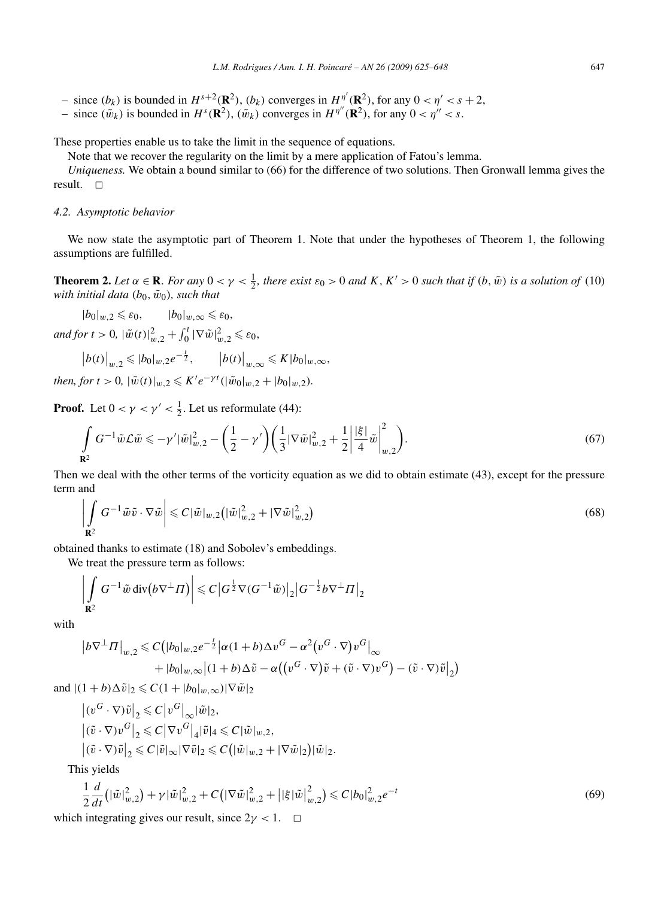– since $(b_k)$ is bounded in $H^{s+2}(\mathbf{R}^2)$, $(b_k)$ converges in $H^{\eta'}(\mathbf{R}^2)$, for any $0 < \eta' < s+2$,
– since $(\tilde{w}_k)$ is bounded in $H^{s}(\mathbf{R}^2)$, $(\tilde{w}_k)$ converges in $H^{\eta''}(\mathbf{R}^2)$, for any $0 < \eta'' < s$.

These properties enable us to take the limit in the sequence of equations.

Note that we recover the regularity on the limit by a mere application of Fatou's lemma.

*Uniqueness.* We obtain a bound similar to (66) for the difference of two solutions. Then Gronwall lemma gives the result. $\square$

### 4.2. Asymptotic behavior

We now state the asymptotic part of Theorem 1. Note that under the hypotheses of Theorem 1, the following assumptions are fulfilled.

**Theorem 2.** *Let $\alpha \in \mathbf{R}$. For any $0 < \gamma < \frac{1}{2}$, there exist $\varepsilon_0 > 0$ and $K, K' > 0$ such that if $(b, \tilde{w})$ is a solution of* (10) *with initial data $(b_0, \tilde{w}_0)$, such that*

$$|b_0|_{w,2} \leqslant \varepsilon_0, \qquad |b_0|_{w,\infty} \leqslant \varepsilon_0,$$

*and for $t > 0$, $|\tilde{w}(t)|_{w,2}^2 + \int_0^t |\nabla \tilde{w}|_{w,2}^2 \leqslant \varepsilon_0$,*

$$\big|b(t)\big|_{w,2} \leqslant |b_0|_{w,2} e^{-\frac{t}{2}}, \qquad \big|b(t)\big|_{w,\infty} \leqslant K |b_0|_{w,\infty},$$

*then, for $t > 0$, $|\tilde{w}(t)|_{w,2} \leqslant K' e^{-\gamma t}(|\tilde{w}_0|_{w,2} + |b_0|_{w,2})$.*

**Proof.** Let $0 < \gamma < \gamma' < \frac{1}{2}$. Let us reformulate (44):

$$\int_{\mathbf{R}^2} G^{-1} \tilde{w} \mathcal{L} \tilde{w} \leqslant -\gamma' |\tilde{w}|_{w,2}^2 - \left(\frac{1}{2} - \gamma'\right)\left(\frac{1}{3}|\nabla \tilde{w}|_{w,2}^2 + \frac{1}{2}\left|\frac{|\xi|}{4}\tilde{w}\right|_{w,2}^2\right). \tag{67}$$

Then we deal with the other terms of the vorticity equation as we did to obtain estimate (43), except for the pressure term and

$$\left|\int_{\mathbf{R}^2} G^{-1} \tilde{w} \tilde{v} \cdot \nabla \tilde{w}\right| \leqslant C |\tilde{w}|_{w,2}\big(|\tilde{w}|_{w,2}^2 + |\nabla \tilde{w}|_{w,2}^2\big) \tag{68}$$

obtained thanks to estimate (18) and Sobolev's embeddings.

We treat the pressure term as follows:

$$\left|\int_{\mathbf{R}^2} G^{-1} \tilde{w} \operatorname{div}\big(b \nabla^{\perp} \Pi\big)\right| \leqslant C \big|G^{\frac{1}{2}} \nabla (G^{-1}\tilde{w})\big|_2 \big|G^{-\frac{1}{2}} b \nabla^{\perp} \Pi\big|_2$$

with

$$\begin{aligned}
\big|b \nabla^{\perp} \Pi\big|_{w,2} \leqslant C\Big(&|b_0|_{w,2} e^{-\frac{t}{2}} \big|\alpha(1+b)\Delta v^G - \alpha^2 \big(v^G \cdot \nabla\big) v^G\big|_{\infty} \\
&+ |b_0|_{w,\infty} \big|(1+b)\Delta \tilde{v} - \alpha\big(\big(v^G \cdot \nabla\big)\tilde{v} + (\tilde{v} \cdot \nabla) v^G\big) - (\tilde{v} \cdot \nabla)\tilde{v}\big|_2\Big)
\end{aligned}$$

and $|(1+b)\Delta \tilde{v}|_2 \leqslant C(1 + |b_0|_{w,\infty})|\nabla \tilde{w}|_2$

$$\begin{aligned}
&\big|(v^G \cdot \nabla)\tilde{v}\big|_2 \leqslant C \big|v^G\big|_{\infty} |\tilde{w}|_2, \\
&\big|(\tilde{v} \cdot \nabla) v^G\big|_2 \leqslant C \big|\nabla v^G\big|_4 |\tilde{v}|_4 \leqslant C |\tilde{w}|_{w,2}, \\
&\big|(\tilde{v} \cdot \nabla)\tilde{v}\big|_2 \leqslant C |\tilde{v}|_{\infty} |\nabla \tilde{v}|_2 \leqslant C\big(|\tilde{w}|_{w,2} + |\nabla \tilde{w}|_2\big)|\tilde{w}|_2.
\end{aligned}$$

This yields

$$\frac{1}{2}\frac{d}{dt}\big(|\tilde{w}|_{w,2}^2\big) + \gamma |\tilde{w}|_{w,2}^2 + C\big(|\nabla \tilde{w}|_{w,2}^2 + \big||\xi|\tilde{w}\big|_{w,2}^2\big) \leqslant C |b_0|_{w,2}^2 e^{-t} \tag{69}$$

which integrating gives our result, since $2\gamma < 1$. $\square$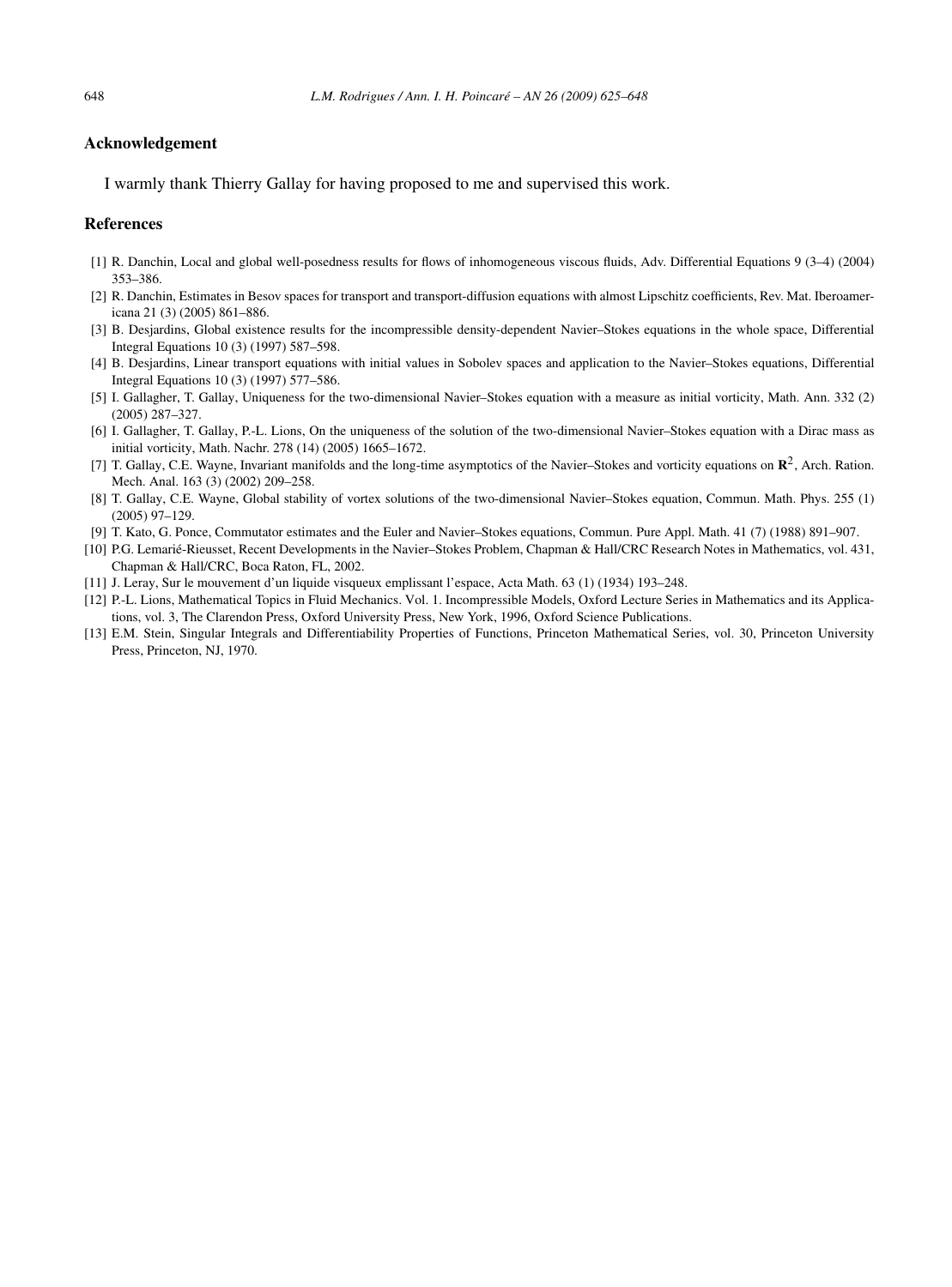## Acknowledgement

I warmly thank Thierry Gallay for having proposed to me and supervised this work.

## References

[1] R. Danchin, Local and global well-posedness results for flows of inhomogeneous viscous fluids, Adv. Differential Equations 9 (3–4) (2004) 353–386.

[2] R. Danchin, Estimates in Besov spaces for transport and transport-diffusion equations with almost Lipschitz coefficients, Rev. Mat. Iberoamericana 21 (3) (2005) 861–886.

[3] B. Desjardins, Global existence results for the incompressible density-dependent Navier–Stokes equations in the whole space, Differential Integral Equations 10 (3) (1997) 587–598.

[4] B. Desjardins, Linear transport equations with initial values in Sobolev spaces and application to the Navier–Stokes equations, Differential Integral Equations 10 (3) (1997) 577–586.

[5] I. Gallagher, T. Gallay, Uniqueness for the two-dimensional Navier–Stokes equation with a measure as initial vorticity, Math. Ann. 332 (2) (2005) 287–327.

[6] I. Gallagher, T. Gallay, P.-L. Lions, On the uniqueness of the solution of the two-dimensional Navier–Stokes equation with a Dirac mass as initial vorticity, Math. Nachr. 278 (14) (2005) 1665–1672.

[7] T. Gallay, C.E. Wayne, Invariant manifolds and the long-time asymptotics of the Navier–Stokes and vorticity equations on $\mathbf{R}^2$, Arch. Ration. Mech. Anal. 163 (3) (2002) 209–258.

[8] T. Gallay, C.E. Wayne, Global stability of vortex solutions of the two-dimensional Navier–Stokes equation, Commun. Math. Phys. 255 (1) (2005) 97–129.

[9] T. Kato, G. Ponce, Commutator estimates and the Euler and Navier–Stokes equations, Commun. Pure Appl. Math. 41 (7) (1988) 891–907.

[10] P.G. Lemarié-Rieusset, Recent Developments in the Navier–Stokes Problem, Chapman & Hall/CRC Research Notes in Mathematics, vol. 431, Chapman & Hall/CRC, Boca Raton, FL, 2002.

[11] J. Leray, Sur le mouvement d'un liquide visqueux emplissant l'espace, Acta Math. 63 (1) (1934) 193–248.

[12] P.-L. Lions, Mathematical Topics in Fluid Mechanics. Vol. 1. Incompressible Models, Oxford Lecture Series in Mathematics and its Applications, vol. 3, The Clarendon Press, Oxford University Press, New York, 1996, Oxford Science Publications.

[13] E.M. Stein, Singular Integrals and Differentiability Properties of Functions, Princeton Mathematical Series, vol. 30, Princeton University Press, Princeton, NJ, 1970.